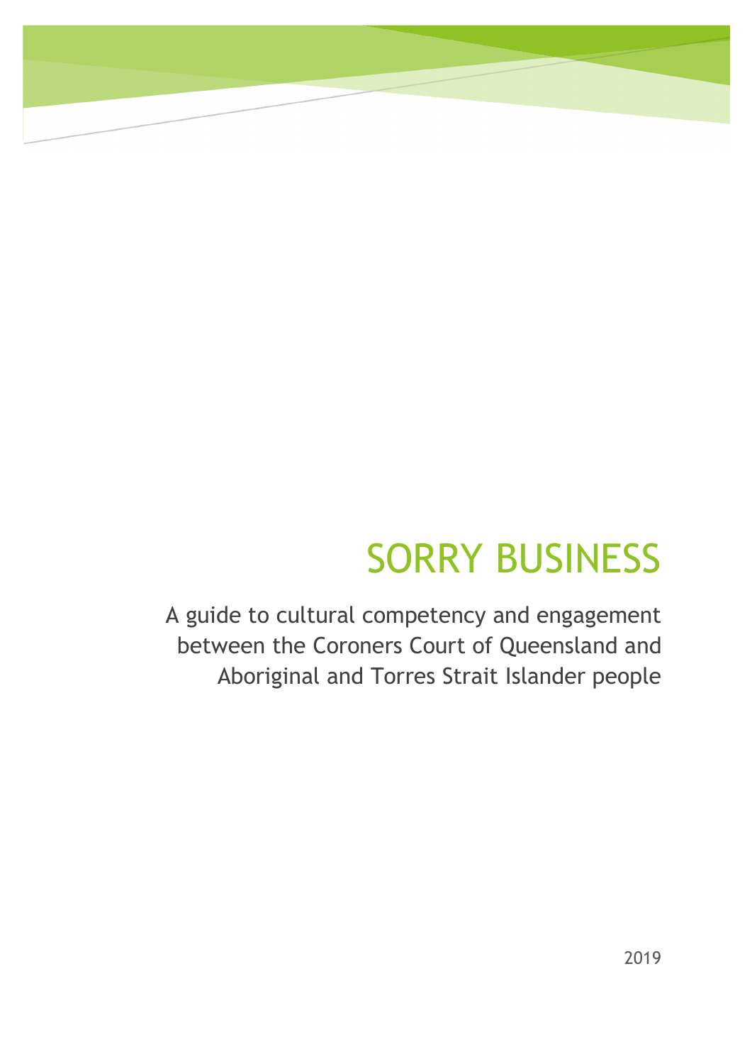# SORRY BUSINESS

A guide to cultural competency and engagement between the Coroners Court of Queensland and Aboriginal and Torres Strait Islander people

2019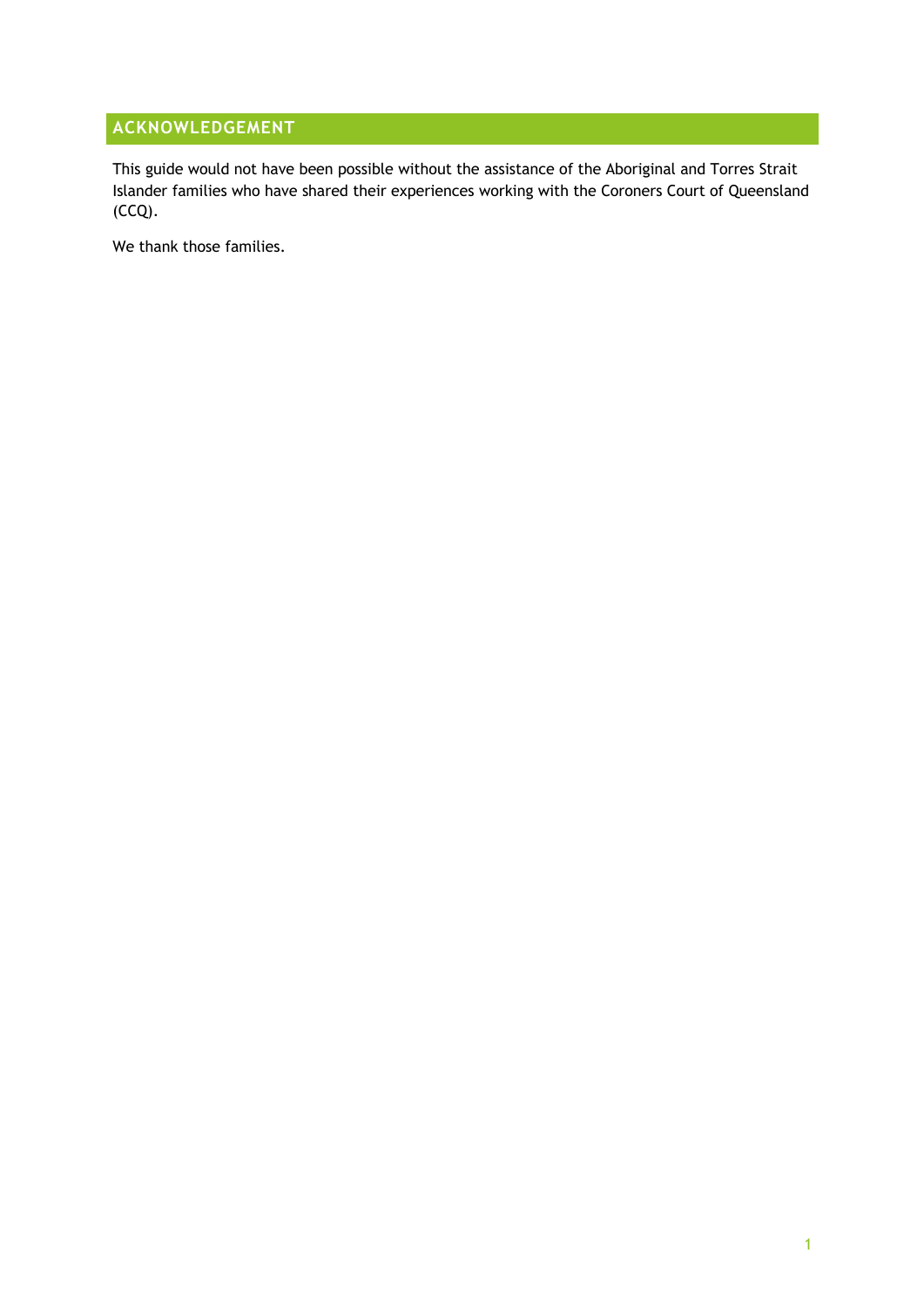## ACKNOWLEDGEMENT

This guide would not have been possible without the assistance of the Aboriginal and Torres Strait Islander families who have shared their experiences working with the Coroners Court of Queensland (CCQ).

We thank those families.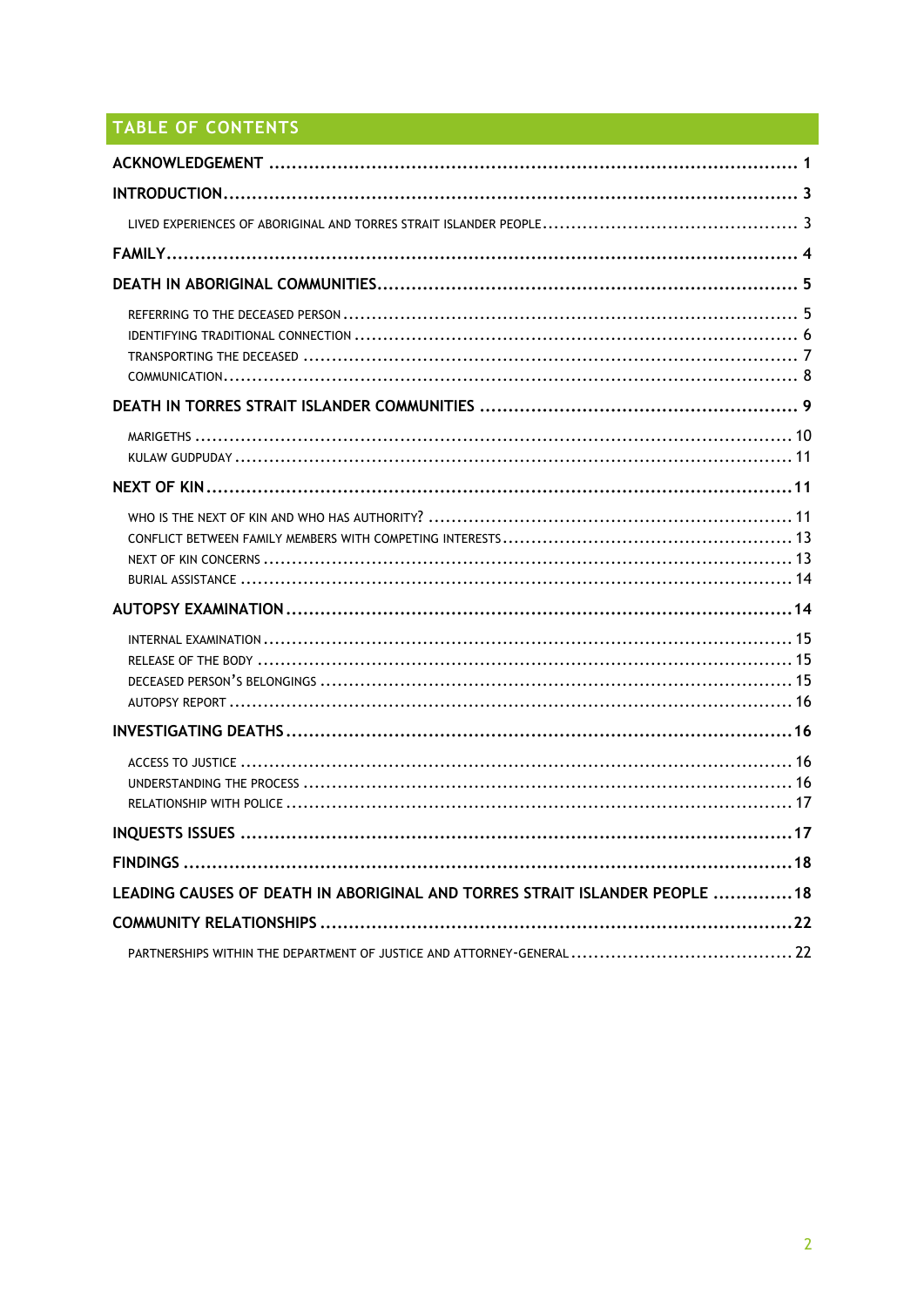## TABLE OF CONTENTS

**ACKNOWLEDGEMENT** ........ 1

**INTRODUCTION** ........ 3

- LIVED EXPERIENCES OF ABORIGINAL AND TORRES STRAIT ISLANDER PEOPLE ........ 3

**FAMILY** ........ 4

**DEATH IN ABORIGINAL COMMUNITIES** ........ 5

- REFERRING TO THE DECEASED PERSON ........ 5
- IDENTIFYING TRADITIONAL CONNECTION ........ 6
- TRANSPORTING THE DECEASED ........ 7
- COMMUNICATION ........ 8

**DEATH IN TORRES STRAIT ISLANDER COMMUNITIES** ........ 9

- MARIGETHS ........ 10
- KULAW GUDPUDAY ........ 11

**NEXT OF KIN** ........ 11

- WHO IS THE NEXT OF KIN AND WHO HAS AUTHORITY? ........ 11
- CONFLICT BETWEEN FAMILY MEMBERS WITH COMPETING INTERESTS ........ 13
- NEXT OF KIN CONCERNS ........ 13
- BURIAL ASSISTANCE ........ 14

**AUTOPSY EXAMINATION** ........ 14

- INTERNAL EXAMINATION ........ 15
- RELEASE OF THE BODY ........ 15
- DECEASED PERSON'S BELONGINGS ........ 15
- AUTOPSY REPORT ........ 16

**INVESTIGATING DEATHS** ........ 16

- ACCESS TO JUSTICE ........ 16
- UNDERSTANDING THE PROCESS ........ 16
- RELATIONSHIP WITH POLICE ........ 17

**INQUESTS ISSUES** ........ 17

**FINDINGS** ........ 18

**LEADING CAUSES OF DEATH IN ABORIGINAL AND TORRES STRAIT ISLANDER PEOPLE** ........ 18

**COMMUNITY RELATIONSHIPS** ........ 22

- PARTNERSHIPS WITHIN THE DEPARTMENT OF JUSTICE AND ATTORNEY-GENERAL ........ 22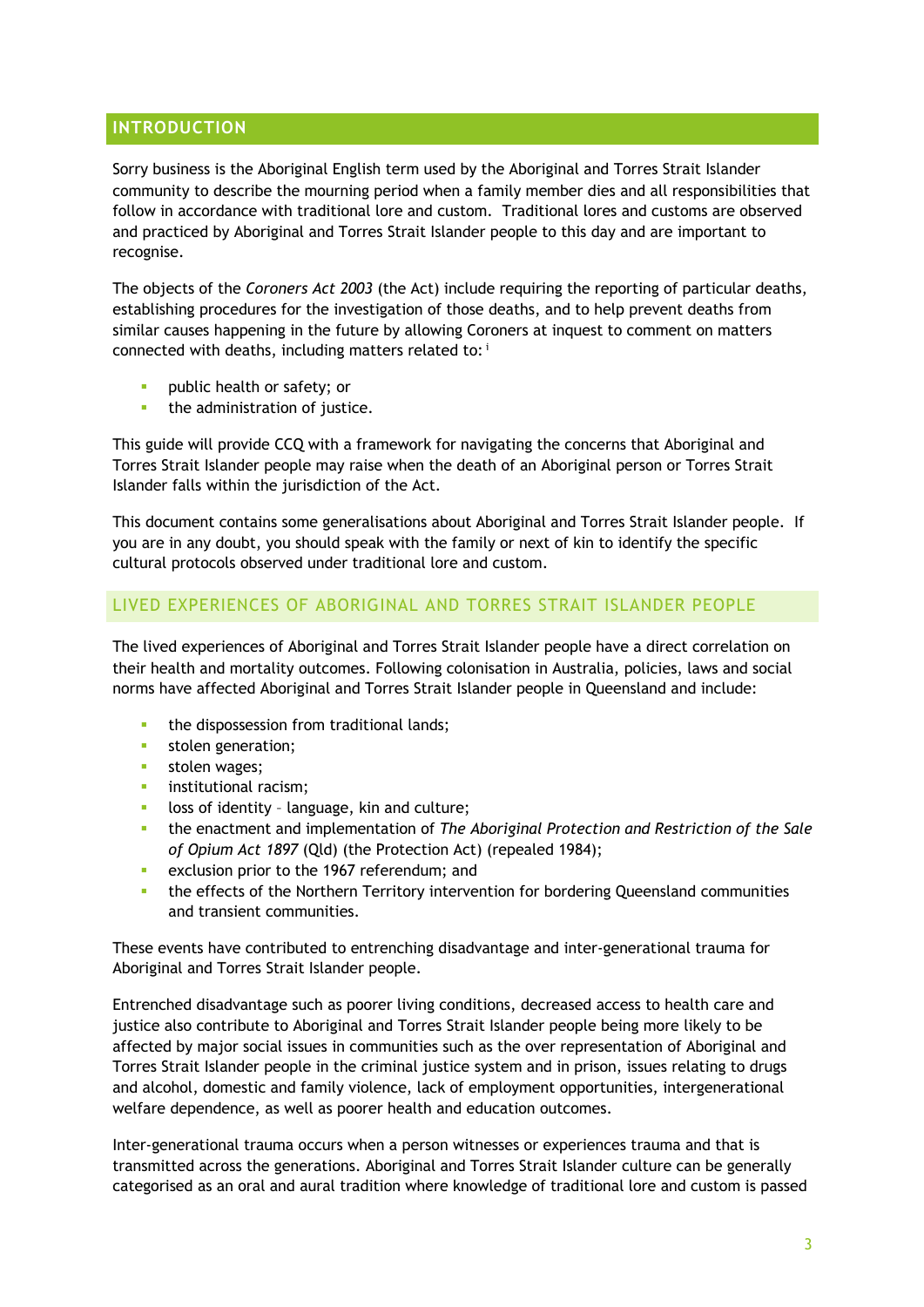## INTRODUCTION

Sorry business is the Aboriginal English term used by the Aboriginal and Torres Strait Islander community to describe the mourning period when a family member dies and all responsibilities that follow in accordance with traditional lore and custom. Traditional lores and customs are observed and practiced by Aboriginal and Torres Strait Islander people to this day and are important to recognise.

The objects of the *Coroners Act 2003* (the Act) include requiring the reporting of particular deaths, establishing procedures for the investigation of those deaths, and to help prevent deaths from similar causes happening in the future by allowing Coroners at inquest to comment on matters connected with deaths, including matters related to: [i]

- public health or safety; or
- the administration of justice.

This guide will provide CCQ with a framework for navigating the concerns that Aboriginal and Torres Strait Islander people may raise when the death of an Aboriginal person or Torres Strait Islander falls within the jurisdiction of the Act.

This document contains some generalisations about Aboriginal and Torres Strait Islander people. If you are in any doubt, you should speak with the family or next of kin to identify the specific cultural protocols observed under traditional lore and custom.

### LIVED EXPERIENCES OF ABORIGINAL AND TORRES STRAIT ISLANDER PEOPLE

The lived experiences of Aboriginal and Torres Strait Islander people have a direct correlation on their health and mortality outcomes. Following colonisation in Australia, policies, laws and social norms have affected Aboriginal and Torres Strait Islander people in Queensland and include:

- the dispossession from traditional lands;
- stolen generation;
- stolen wages;
- institutional racism;
- loss of identity – language, kin and culture;
- the enactment and implementation of *The Aboriginal Protection and Restriction of the Sale of Opium Act 1897* (Qld) (the Protection Act) (repealed 1984);
- exclusion prior to the 1967 referendum; and
- the effects of the Northern Territory intervention for bordering Queensland communities and transient communities.

These events have contributed to entrenching disadvantage and inter-generational trauma for Aboriginal and Torres Strait Islander people.

Entrenched disadvantage such as poorer living conditions, decreased access to health care and justice also contribute to Aboriginal and Torres Strait Islander people being more likely to be affected by major social issues in communities such as the over representation of Aboriginal and Torres Strait Islander people in the criminal justice system and in prison, issues relating to drugs and alcohol, domestic and family violence, lack of employment opportunities, intergenerational welfare dependence, as well as poorer health and education outcomes.

Inter-generational trauma occurs when a person witnesses or experiences trauma and that is transmitted across the generations. Aboriginal and Torres Strait Islander culture can be generally categorised as an oral and aural tradition where knowledge of traditional lore and custom is passed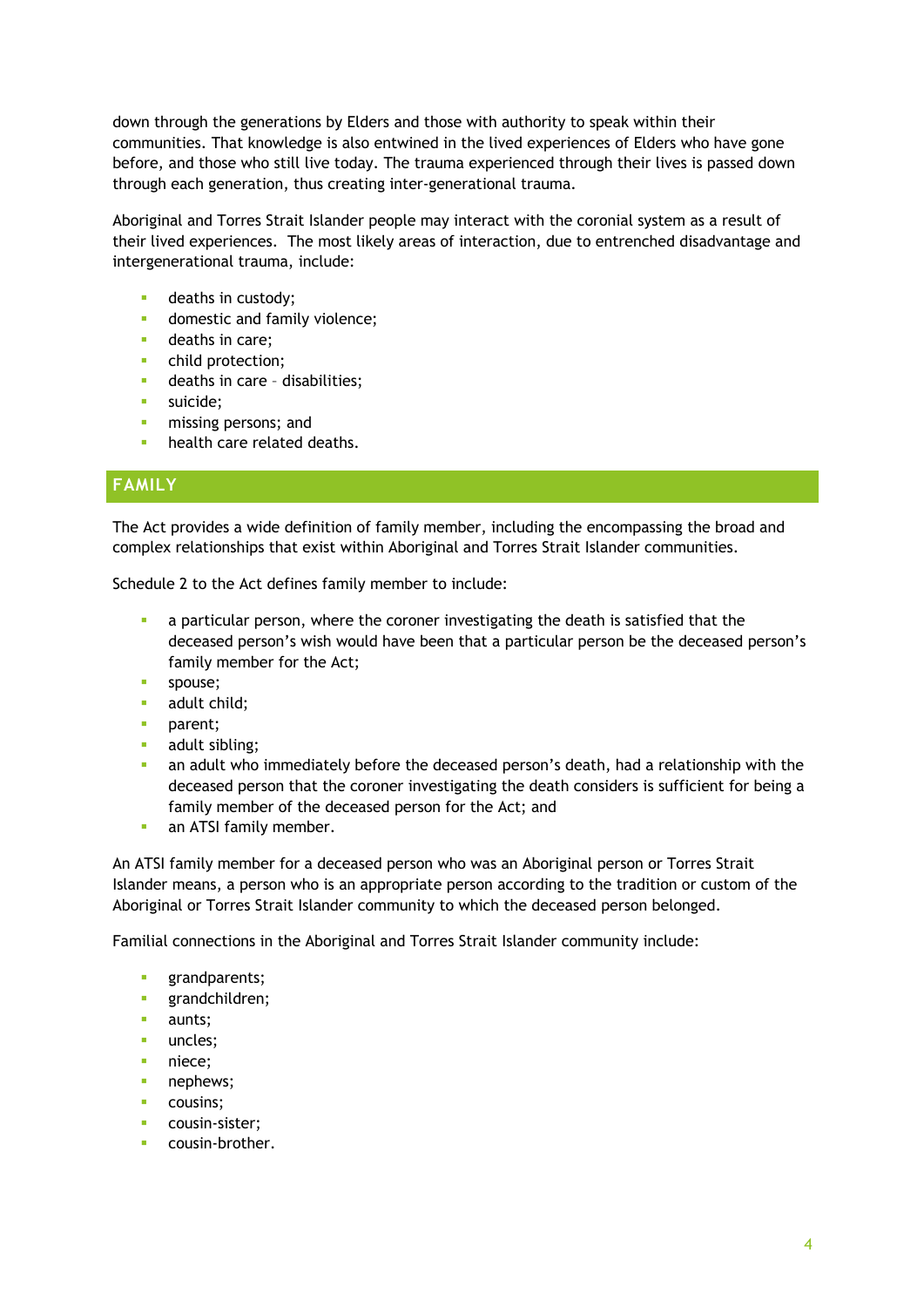down through the generations by Elders and those with authority to speak within their communities. That knowledge is also entwined in the lived experiences of Elders who have gone before, and those who still live today. The trauma experienced through their lives is passed down through each generation, thus creating inter-generational trauma.

Aboriginal and Torres Strait Islander people may interact with the coronial system as a result of their lived experiences. The most likely areas of interaction, due to entrenched disadvantage and intergenerational trauma, include:

- deaths in custody;
- domestic and family violence;
- deaths in care;
- child protection;
- deaths in care – disabilities;
- suicide;
- missing persons; and
- health care related deaths.

## FAMILY

The Act provides a wide definition of family member, including the encompassing the broad and complex relationships that exist within Aboriginal and Torres Strait Islander communities.

Schedule 2 to the Act defines family member to include:

- a particular person, where the coroner investigating the death is satisfied that the deceased person's wish would have been that a particular person be the deceased person's family member for the Act;
- spouse;
- adult child;
- parent;
- adult sibling;
- an adult who immediately before the deceased person's death, had a relationship with the deceased person that the coroner investigating the death considers is sufficient for being a family member of the deceased person for the Act; and
- an ATSI family member.

An ATSI family member for a deceased person who was an Aboriginal person or Torres Strait Islander means, a person who is an appropriate person according to the tradition or custom of the Aboriginal or Torres Strait Islander community to which the deceased person belonged.

Familial connections in the Aboriginal and Torres Strait Islander community include:

- grandparents;
- grandchildren;
- aunts;
- uncles;
- niece;
- nephews;
- cousins;
- cousin-sister;
- cousin-brother.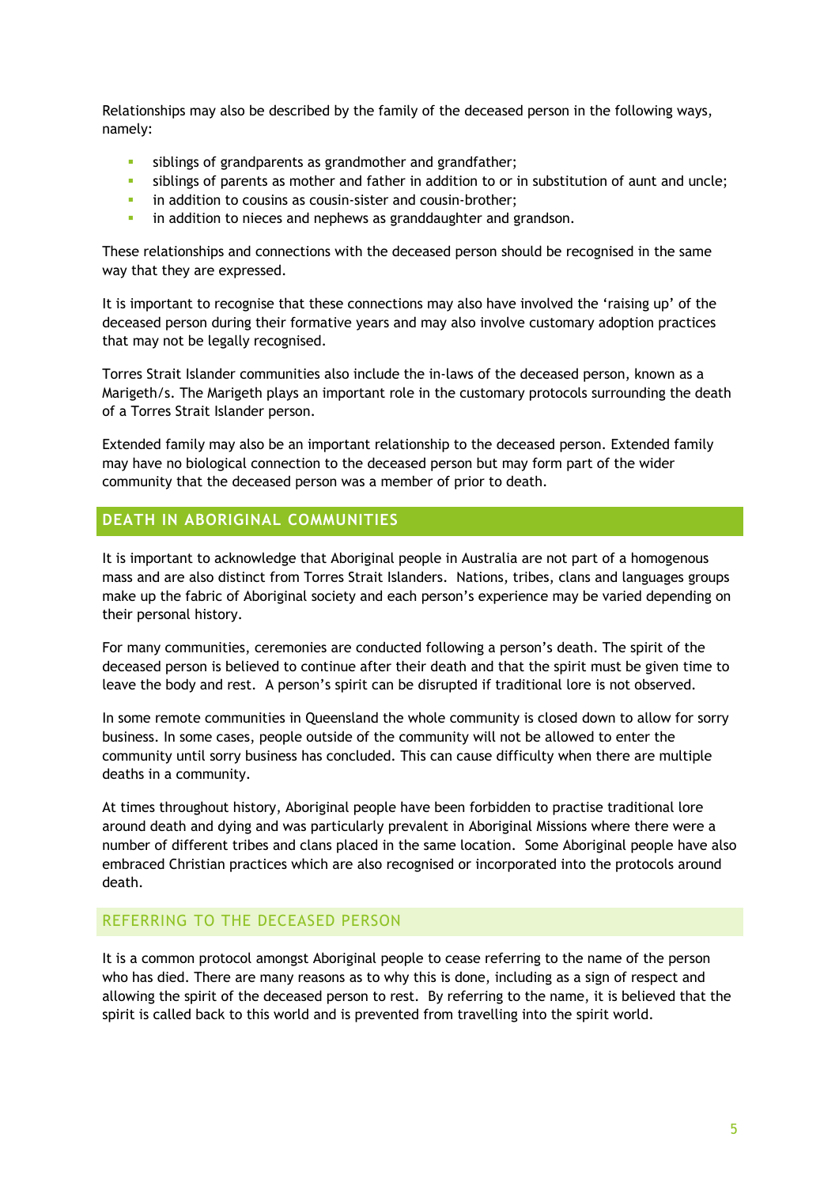Relationships may also be described by the family of the deceased person in the following ways, namely:

- siblings of grandparents as grandmother and grandfather;
- siblings of parents as mother and father in addition to or in substitution of aunt and uncle;
- in addition to cousins as cousin-sister and cousin-brother;
- in addition to nieces and nephews as granddaughter and grandson.

These relationships and connections with the deceased person should be recognised in the same way that they are expressed.

It is important to recognise that these connections may also have involved the 'raising up' of the deceased person during their formative years and may also involve customary adoption practices that may not be legally recognised.

Torres Strait Islander communities also include the in-laws of the deceased person, known as a Marigeth/s. The Marigeth plays an important role in the customary protocols surrounding the death of a Torres Strait Islander person.

Extended family may also be an important relationship to the deceased person. Extended family may have no biological connection to the deceased person but may form part of the wider community that the deceased person was a member of prior to death.

## DEATH IN ABORIGINAL COMMUNITIES

It is important to acknowledge that Aboriginal people in Australia are not part of a homogenous mass and are also distinct from Torres Strait Islanders. Nations, tribes, clans and languages groups make up the fabric of Aboriginal society and each person's experience may be varied depending on their personal history.

For many communities, ceremonies are conducted following a person's death. The spirit of the deceased person is believed to continue after their death and that the spirit must be given time to leave the body and rest. A person's spirit can be disrupted if traditional lore is not observed.

In some remote communities in Queensland the whole community is closed down to allow for sorry business. In some cases, people outside of the community will not be allowed to enter the community until sorry business has concluded. This can cause difficulty when there are multiple deaths in a community.

At times throughout history, Aboriginal people have been forbidden to practise traditional lore around death and dying and was particularly prevalent in Aboriginal Missions where there were a number of different tribes and clans placed in the same location. Some Aboriginal people have also embraced Christian practices which are also recognised or incorporated into the protocols around death.

### REFERRING TO THE DECEASED PERSON

It is a common protocol amongst Aboriginal people to cease referring to the name of the person who has died. There are many reasons as to why this is done, including as a sign of respect and allowing the spirit of the deceased person to rest. By referring to the name, it is believed that the spirit is called back to this world and is prevented from travelling into the spirit world.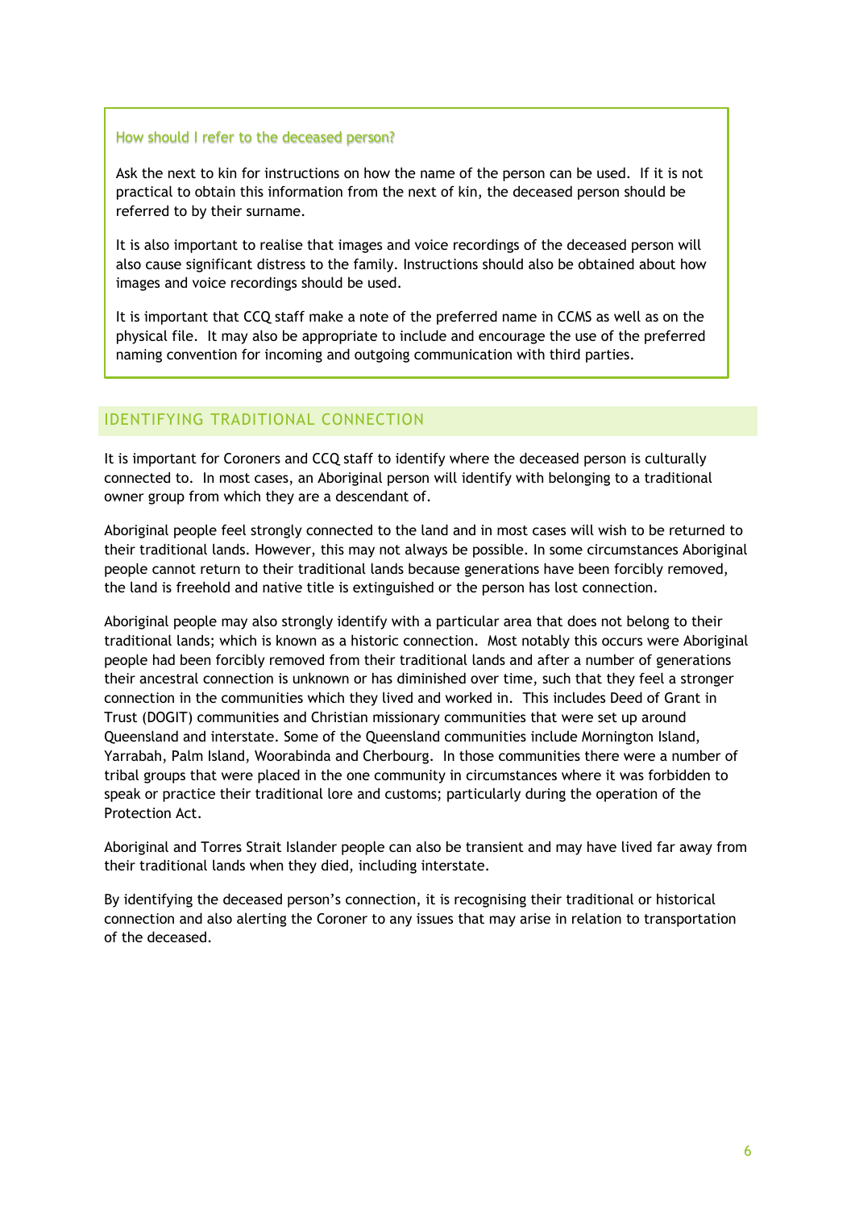### How should I refer to the deceased person?

Ask the next to kin for instructions on how the name of the person can be used. If it is not practical to obtain this information from the next of kin, the deceased person should be referred to by their surname.

It is also important to realise that images and voice recordings of the deceased person will also cause significant distress to the family. Instructions should also be obtained about how images and voice recordings should be used.

It is important that CCQ staff make a note of the preferred name in CCMS as well as on the physical file. It may also be appropriate to include and encourage the use of the preferred naming convention for incoming and outgoing communication with third parties.

## IDENTIFYING TRADITIONAL CONNECTION

It is important for Coroners and CCQ staff to identify where the deceased person is culturally connected to. In most cases, an Aboriginal person will identify with belonging to a traditional owner group from which they are a descendant of.

Aboriginal people feel strongly connected to the land and in most cases will wish to be returned to their traditional lands. However, this may not always be possible. In some circumstances Aboriginal people cannot return to their traditional lands because generations have been forcibly removed, the land is freehold and native title is extinguished or the person has lost connection.

Aboriginal people may also strongly identify with a particular area that does not belong to their traditional lands; which is known as a historic connection. Most notably this occurs were Aboriginal people had been forcibly removed from their traditional lands and after a number of generations their ancestral connection is unknown or has diminished over time, such that they feel a stronger connection in the communities which they lived and worked in. This includes Deed of Grant in Trust (DOGIT) communities and Christian missionary communities that were set up around Queensland and interstate. Some of the Queensland communities include Mornington Island, Yarrabah, Palm Island, Woorabinda and Cherbourg. In those communities there were a number of tribal groups that were placed in the one community in circumstances where it was forbidden to speak or practice their traditional lore and customs; particularly during the operation of the Protection Act.

Aboriginal and Torres Strait Islander people can also be transient and may have lived far away from their traditional lands when they died, including interstate.

By identifying the deceased person's connection, it is recognising their traditional or historical connection and also alerting the Coroner to any issues that may arise in relation to transportation of the deceased.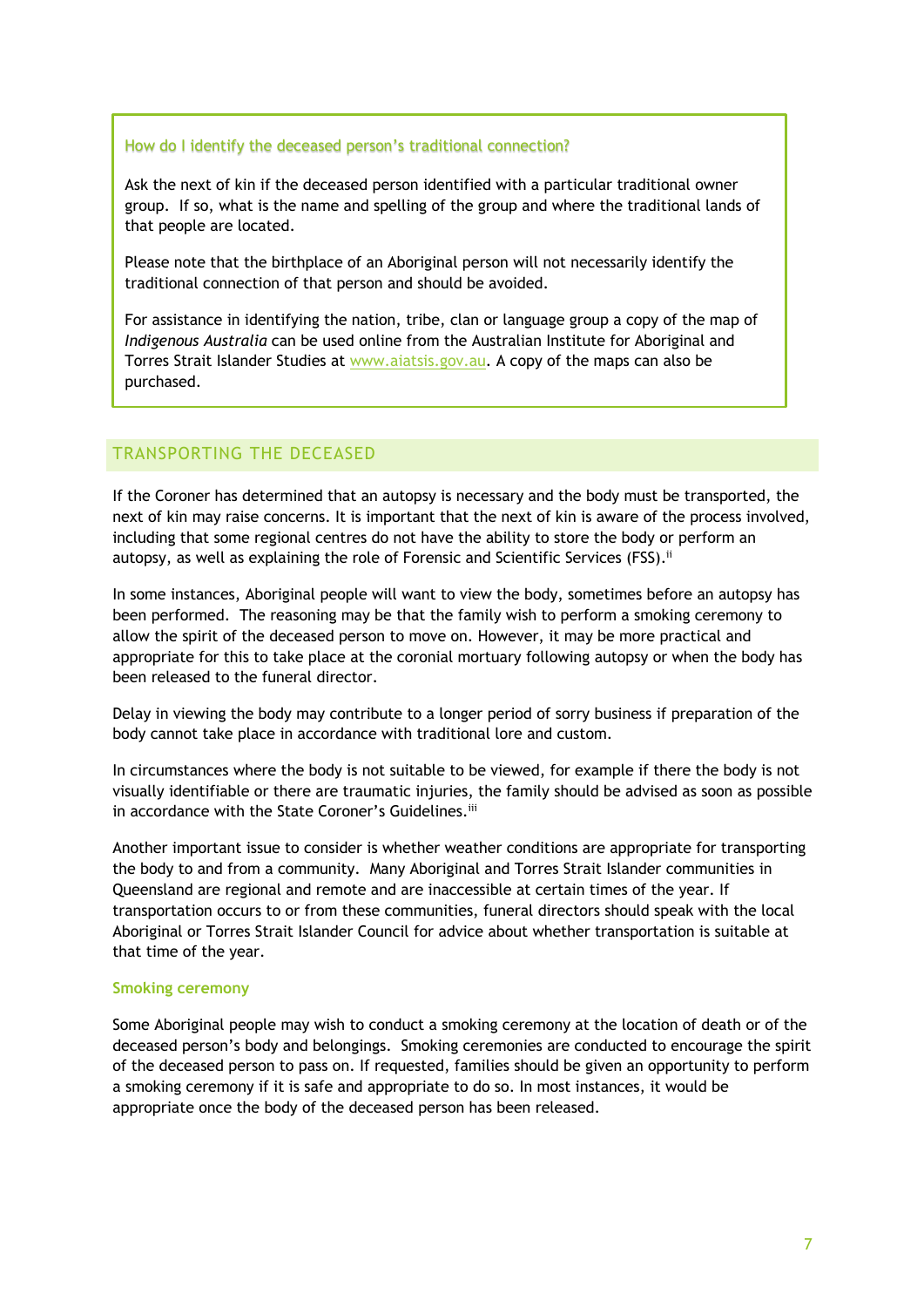### How do I identify the deceased person's traditional connection?

Ask the next of kin if the deceased person identified with a particular traditional owner group. If so, what is the name and spelling of the group and where the traditional lands of that people are located.

Please note that the birthplace of an Aboriginal person will not necessarily identify the traditional connection of that person and should be avoided.

For assistance in identifying the nation, tribe, clan or language group a copy of the map of *Indigenous Australia* can be used online from the Australian Institute for Aboriginal and Torres Strait Islander Studies at www.aiatsis.gov.au. A copy of the maps can also be purchased.

## TRANSPORTING THE DECEASED

If the Coroner has determined that an autopsy is necessary and the body must be transported, the next of kin may raise concerns. It is important that the next of kin is aware of the process involved, including that some regional centres do not have the ability to store the body or perform an autopsy, as well as explaining the role of Forensic and Scientific Services (FSS).[ii]

In some instances, Aboriginal people will want to view the body, sometimes before an autopsy has been performed. The reasoning may be that the family wish to perform a smoking ceremony to allow the spirit of the deceased person to move on. However, it may be more practical and appropriate for this to take place at the coronial mortuary following autopsy or when the body has been released to the funeral director.

Delay in viewing the body may contribute to a longer period of sorry business if preparation of the body cannot take place in accordance with traditional lore and custom.

In circumstances where the body is not suitable to be viewed, for example if there the body is not visually identifiable or there are traumatic injuries, the family should be advised as soon as possible in accordance with the State Coroner's Guidelines.[iii]

Another important issue to consider is whether weather conditions are appropriate for transporting the body to and from a community. Many Aboriginal and Torres Strait Islander communities in Queensland are regional and remote and are inaccessible at certain times of the year. If transportation occurs to or from these communities, funeral directors should speak with the local Aboriginal or Torres Strait Islander Council for advice about whether transportation is suitable at that time of the year.

### Smoking ceremony

Some Aboriginal people may wish to conduct a smoking ceremony at the location of death or of the deceased person's body and belongings. Smoking ceremonies are conducted to encourage the spirit of the deceased person to pass on. If requested, families should be given an opportunity to perform a smoking ceremony if it is safe and appropriate to do so. In most instances, it would be appropriate once the body of the deceased person has been released.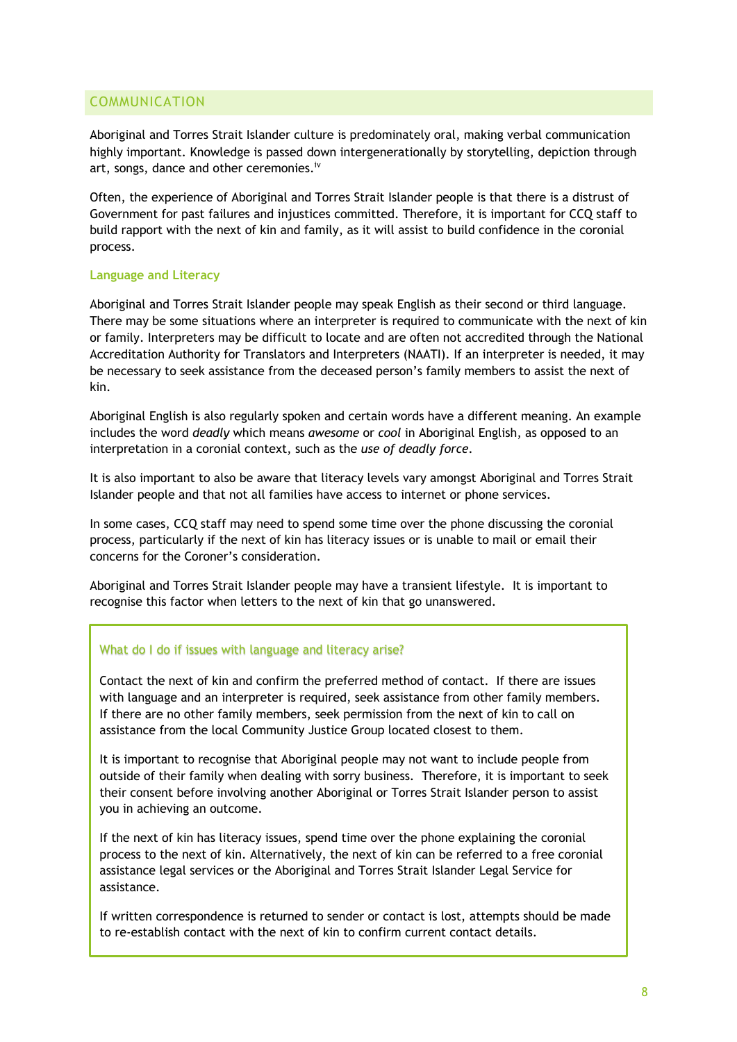## COMMUNICATION

Aboriginal and Torres Strait Islander culture is predominately oral, making verbal communication highly important. Knowledge is passed down intergenerationally by storytelling, depiction through art, songs, dance and other ceremonies.[iv]

Often, the experience of Aboriginal and Torres Strait Islander people is that there is a distrust of Government for past failures and injustices committed. Therefore, it is important for CCQ staff to build rapport with the next of kin and family, as it will assist to build confidence in the coronial process.

### Language and Literacy

Aboriginal and Torres Strait Islander people may speak English as their second or third language. There may be some situations where an interpreter is required to communicate with the next of kin or family. Interpreters may be difficult to locate and are often not accredited through the National Accreditation Authority for Translators and Interpreters (NAATI). If an interpreter is needed, it may be necessary to seek assistance from the deceased person's family members to assist the next of kin.

Aboriginal English is also regularly spoken and certain words have a different meaning. An example includes the word *deadly* which means *awesome* or *cool* in Aboriginal English, as opposed to an interpretation in a coronial context, such as the *use of deadly force*.

It is also important to also be aware that literacy levels vary amongst Aboriginal and Torres Strait Islander people and that not all families have access to internet or phone services.

In some cases, CCQ staff may need to spend some time over the phone discussing the coronial process, particularly if the next of kin has literacy issues or is unable to mail or email their concerns for the Coroner's consideration.

Aboriginal and Torres Strait Islander people may have a transient lifestyle. It is important to recognise this factor when letters to the next of kin that go unanswered.

#### What do I do if issues with language and literacy arise?

Contact the next of kin and confirm the preferred method of contact. If there are issues with language and an interpreter is required, seek assistance from other family members. If there are no other family members, seek permission from the next of kin to call on assistance from the local Community Justice Group located closest to them.

It is important to recognise that Aboriginal people may not want to include people from outside of their family when dealing with sorry business. Therefore, it is important to seek their consent before involving another Aboriginal or Torres Strait Islander person to assist you in achieving an outcome.

If the next of kin has literacy issues, spend time over the phone explaining the coronial process to the next of kin. Alternatively, the next of kin can be referred to a free coronial assistance legal services or the Aboriginal and Torres Strait Islander Legal Service for assistance.

If written correspondence is returned to sender or contact is lost, attempts should be made to re-establish contact with the next of kin to confirm current contact details.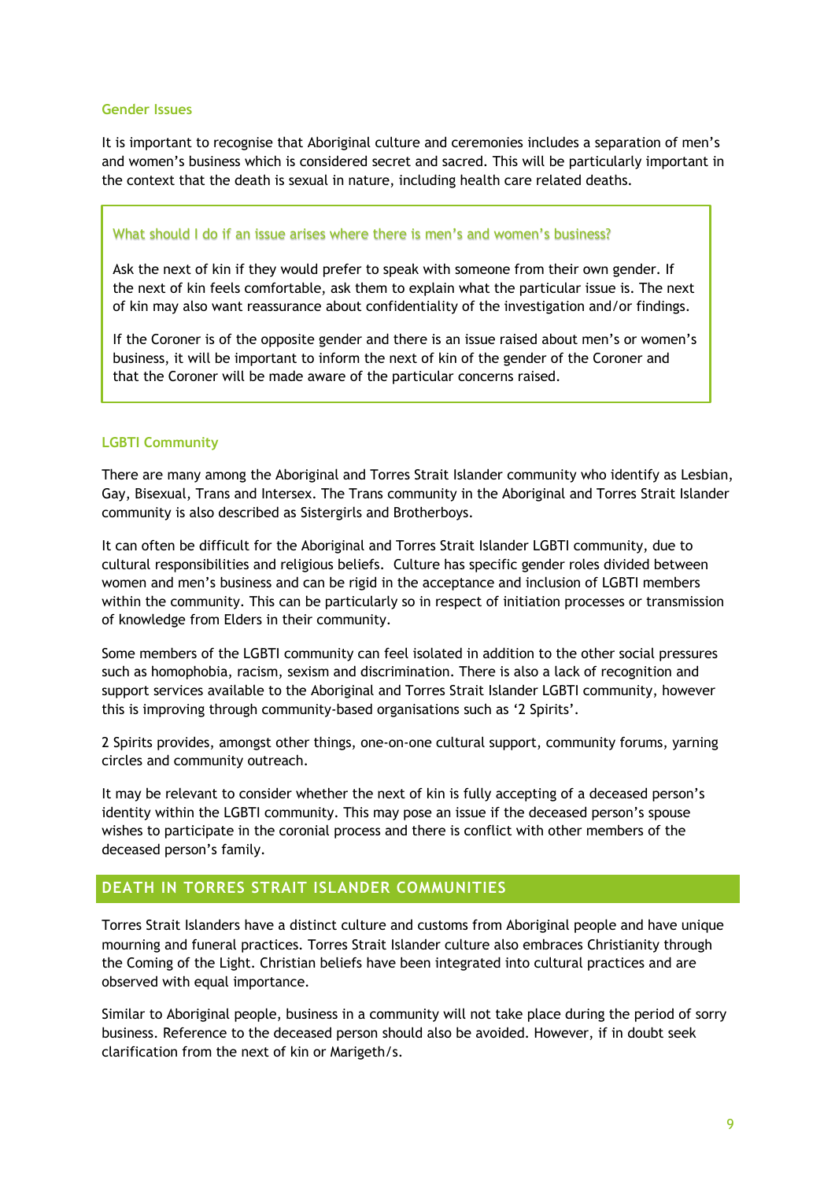### Gender Issues

It is important to recognise that Aboriginal culture and ceremonies includes a separation of men's and women's business which is considered secret and sacred. This will be particularly important in the context that the death is sexual in nature, including health care related deaths.

> **What should I do if an issue arises where there is men's and women's business?**
>
> Ask the next of kin if they would prefer to speak with someone from their own gender. If the next of kin feels comfortable, ask them to explain what the particular issue is. The next of kin may also want reassurance about confidentiality of the investigation and/or findings.
>
> If the Coroner is of the opposite gender and there is an issue raised about men's or women's business, it will be important to inform the next of kin of the gender of the Coroner and that the Coroner will be made aware of the particular concerns raised.

### LGBTI Community

There are many among the Aboriginal and Torres Strait Islander community who identify as Lesbian, Gay, Bisexual, Trans and Intersex. The Trans community in the Aboriginal and Torres Strait Islander community is also described as Sistergirls and Brotherboys.

It can often be difficult for the Aboriginal and Torres Strait Islander LGBTI community, due to cultural responsibilities and religious beliefs. Culture has specific gender roles divided between women and men's business and can be rigid in the acceptance and inclusion of LGBTI members within the community. This can be particularly so in respect of initiation processes or transmission of knowledge from Elders in their community.

Some members of the LGBTI community can feel isolated in addition to the other social pressures such as homophobia, racism, sexism and discrimination. There is also a lack of recognition and support services available to the Aboriginal and Torres Strait Islander LGBTI community, however this is improving through community-based organisations such as '2 Spirits'.

2 Spirits provides, amongst other things, one-on-one cultural support, community forums, yarning circles and community outreach.

It may be relevant to consider whether the next of kin is fully accepting of a deceased person's identity within the LGBTI community. This may pose an issue if the deceased person's spouse wishes to participate in the coronial process and there is conflict with other members of the deceased person's family.

## DEATH IN TORRES STRAIT ISLANDER COMMUNITIES

Torres Strait Islanders have a distinct culture and customs from Aboriginal people and have unique mourning and funeral practices. Torres Strait Islander culture also embraces Christianity through the Coming of the Light. Christian beliefs have been integrated into cultural practices and are observed with equal importance.

Similar to Aboriginal people, business in a community will not take place during the period of sorry business. Reference to the deceased person should also be avoided. However, if in doubt seek clarification from the next of kin or Marigeth/s.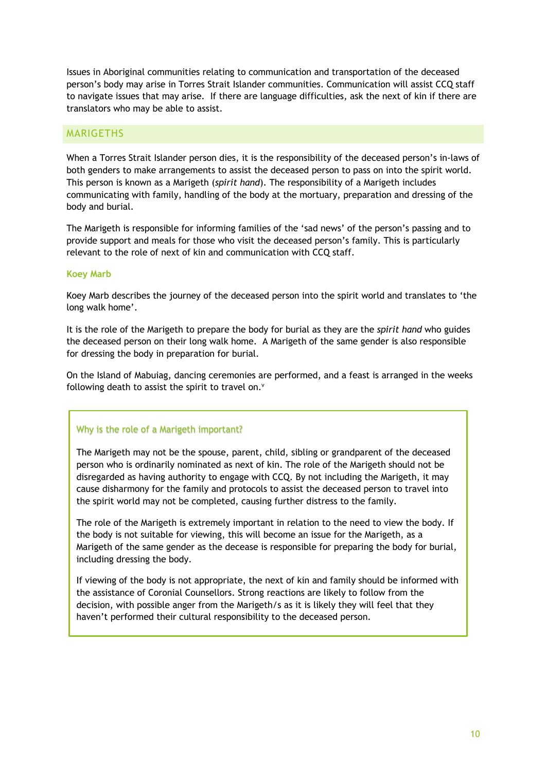Issues in Aboriginal communities relating to communication and transportation of the deceased person's body may arise in Torres Strait Islander communities. Communication will assist CCQ staff to navigate issues that may arise. If there are language difficulties, ask the next of kin if there are translators who may be able to assist.

## MARIGETHS

When a Torres Strait Islander person dies, it is the responsibility of the deceased person's in-laws of both genders to make arrangements to assist the deceased person to pass on into the spirit world. This person is known as a Marigeth (*spirit hand*). The responsibility of a Marigeth includes communicating with family, handling of the body at the mortuary, preparation and dressing of the body and burial.

The Marigeth is responsible for informing families of the 'sad news' of the person's passing and to provide support and meals for those who visit the deceased person's family. This is particularly relevant to the role of next of kin and communication with CCQ staff.

### Koey Marb

Koey Marb describes the journey of the deceased person into the spirit world and translates to 'the long walk home'.

It is the role of the Marigeth to prepare the body for burial as they are the *spirit hand* who guides the deceased person on their long walk home. A Marigeth of the same gender is also responsible for dressing the body in preparation for burial.

On the Island of Mabuiag, dancing ceremonies are performed, and a feast is arranged in the weeks following death to assist the spirit to travel on.[v]

### Why is the role of a Marigeth important?

The Marigeth may not be the spouse, parent, child, sibling or grandparent of the deceased person who is ordinarily nominated as next of kin. The role of the Marigeth should not be disregarded as having authority to engage with CCQ. By not including the Marigeth, it may cause disharmony for the family and protocols to assist the deceased person to travel into the spirit world may not be completed, causing further distress to the family.

The role of the Marigeth is extremely important in relation to the need to view the body. If the body is not suitable for viewing, this will become an issue for the Marigeth, as a Marigeth of the same gender as the decease is responsible for preparing the body for burial, including dressing the body.

If viewing of the body is not appropriate, the next of kin and family should be informed with the assistance of Coronial Counsellors. Strong reactions are likely to follow from the decision, with possible anger from the Marigeth/s as it is likely they will feel that they haven't performed their cultural responsibility to the deceased person.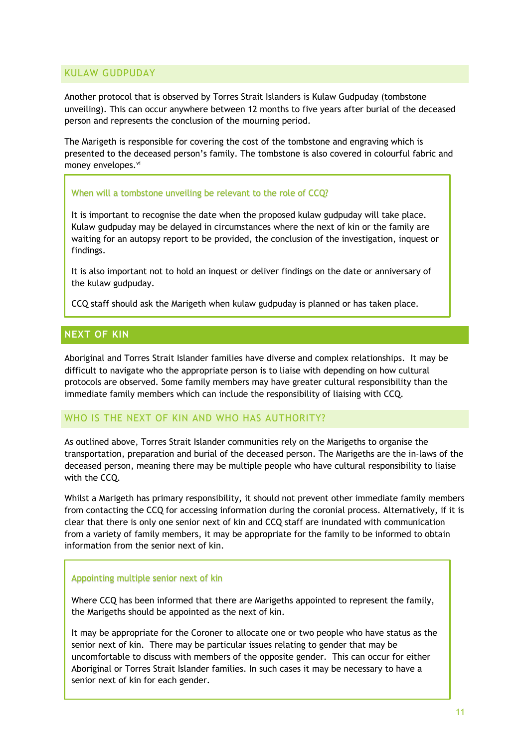## KULAW GUDPUDAY

Another protocol that is observed by Torres Strait Islanders is Kulaw Gudpuday (tombstone unveiling). This can occur anywhere between 12 months to five years after burial of the deceased person and represents the conclusion of the mourning period.

The Marigeth is responsible for covering the cost of the tombstone and engraving which is presented to the deceased person's family. The tombstone is also covered in colourful fabric and money envelopes.[vi]

### When will a tombstone unveiling be relevant to the role of CCQ?

It is important to recognise the date when the proposed kulaw gudpuday will take place. Kulaw gudpuday may be delayed in circumstances where the next of kin or the family are waiting for an autopsy report to be provided, the conclusion of the investigation, inquest or findings.

It is also important not to hold an inquest or deliver findings on the date or anniversary of the kulaw gudpuday.

CCQ staff should ask the Marigeth when kulaw gudpuday is planned or has taken place.

# NEXT OF KIN

Aboriginal and Torres Strait Islander families have diverse and complex relationships. It may be difficult to navigate who the appropriate person is to liaise with depending on how cultural protocols are observed. Some family members may have greater cultural responsibility than the immediate family members which can include the responsibility of liaising with CCQ.

## WHO IS THE NEXT OF KIN AND WHO HAS AUTHORITY?

As outlined above, Torres Strait Islander communities rely on the Marigeths to organise the transportation, preparation and burial of the deceased person. The Marigeths are the in-laws of the deceased person, meaning there may be multiple people who have cultural responsibility to liaise with the CCQ.

Whilst a Marigeth has primary responsibility, it should not prevent other immediate family members from contacting the CCQ for accessing information during the coronial process. Alternatively, if it is clear that there is only one senior next of kin and CCQ staff are inundated with communication from a variety of family members, it may be appropriate for the family to be informed to obtain information from the senior next of kin.

### Appointing multiple senior next of kin

Where CCQ has been informed that there are Marigeths appointed to represent the family, the Marigeths should be appointed as the next of kin.

It may be appropriate for the Coroner to allocate one or two people who have status as the senior next of kin. There may be particular issues relating to gender that may be uncomfortable to discuss with members of the opposite gender. This can occur for either Aboriginal or Torres Strait Islander families. In such cases it may be necessary to have a senior next of kin for each gender.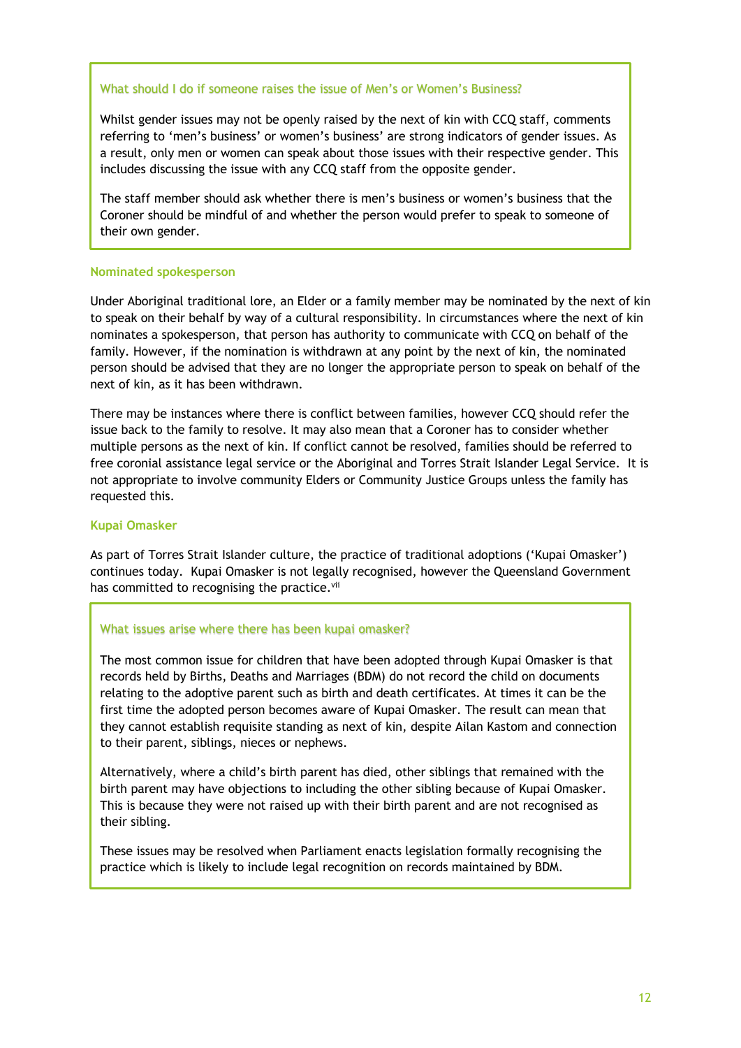### What should I do if someone raises the issue of Men's or Women's Business?

Whilst gender issues may not be openly raised by the next of kin with CCQ staff, comments referring to 'men's business' or women's business' are strong indicators of gender issues. As a result, only men or women can speak about those issues with their respective gender. This includes discussing the issue with any CCQ staff from the opposite gender.

The staff member should ask whether there is men's business or women's business that the Coroner should be mindful of and whether the person would prefer to speak to someone of their own gender.

### Nominated spokesperson

Under Aboriginal traditional lore, an Elder or a family member may be nominated by the next of kin to speak on their behalf by way of a cultural responsibility. In circumstances where the next of kin nominates a spokesperson, that person has authority to communicate with CCQ on behalf of the family. However, if the nomination is withdrawn at any point by the next of kin, the nominated person should be advised that they are no longer the appropriate person to speak on behalf of the next of kin, as it has been withdrawn.

There may be instances where there is conflict between families, however CCQ should refer the issue back to the family to resolve. It may also mean that a Coroner has to consider whether multiple persons as the next of kin. If conflict cannot be resolved, families should be referred to free coronial assistance legal service or the Aboriginal and Torres Strait Islander Legal Service. It is not appropriate to involve community Elders or Community Justice Groups unless the family has requested this.

### Kupai Omasker

As part of Torres Strait Islander culture, the practice of traditional adoptions ('Kupai Omasker') continues today. Kupai Omasker is not legally recognised, however the Queensland Government has committed to recognising the practice.[vii]

### What issues arise where there has been kupai omasker?

The most common issue for children that have been adopted through Kupai Omasker is that records held by Births, Deaths and Marriages (BDM) do not record the child on documents relating to the adoptive parent such as birth and death certificates. At times it can be the first time the adopted person becomes aware of Kupai Omasker. The result can mean that they cannot establish requisite standing as next of kin, despite Ailan Kastom and connection to their parent, siblings, nieces or nephews.

Alternatively, where a child's birth parent has died, other siblings that remained with the birth parent may have objections to including the other sibling because of Kupai Omasker. This is because they were not raised up with their birth parent and are not recognised as their sibling.

These issues may be resolved when Parliament enacts legislation formally recognising the practice which is likely to include legal recognition on records maintained by BDM.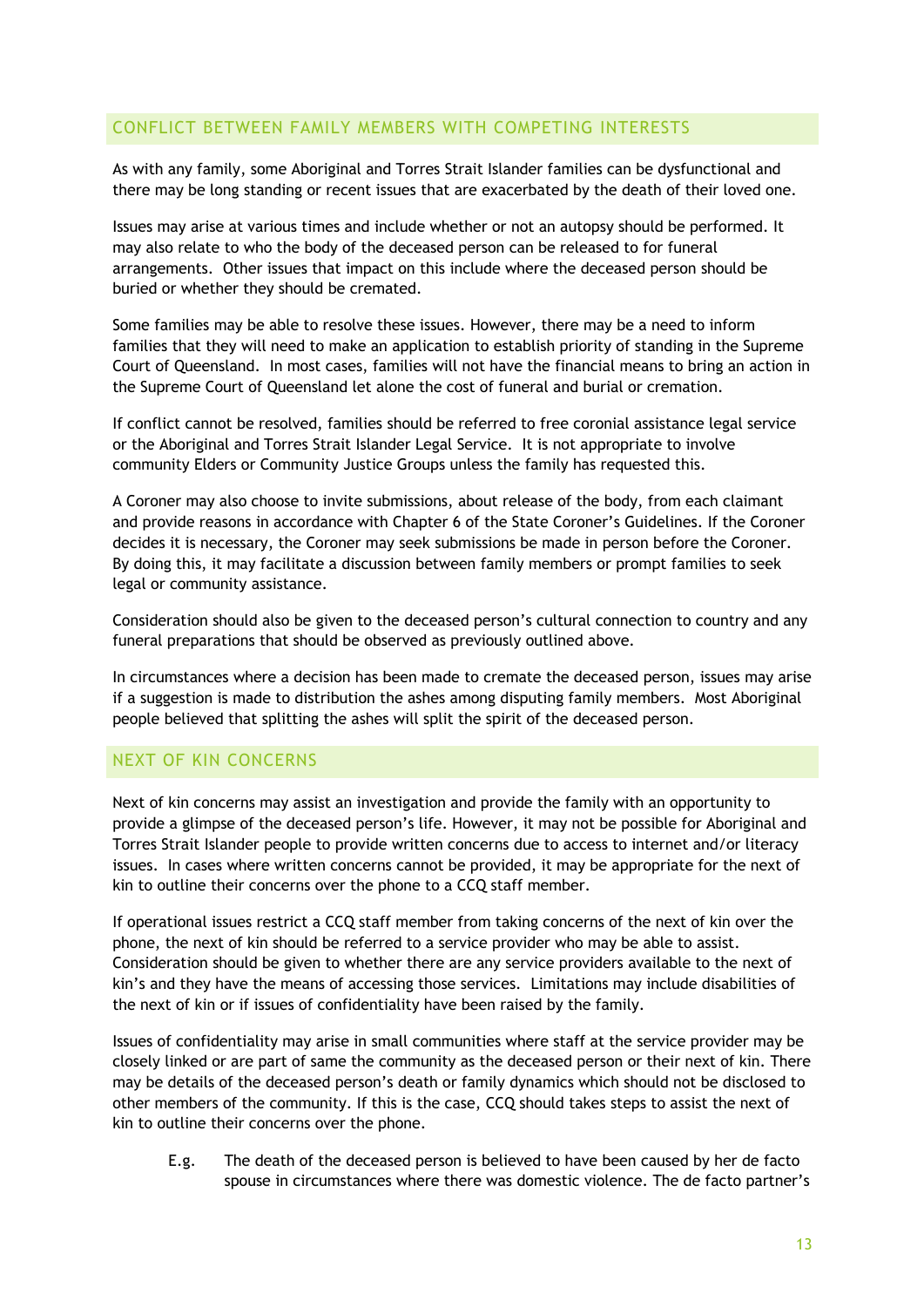## CONFLICT BETWEEN FAMILY MEMBERS WITH COMPETING INTERESTS

As with any family, some Aboriginal and Torres Strait Islander families can be dysfunctional and there may be long standing or recent issues that are exacerbated by the death of their loved one.

Issues may arise at various times and include whether or not an autopsy should be performed. It may also relate to who the body of the deceased person can be released to for funeral arrangements. Other issues that impact on this include where the deceased person should be buried or whether they should be cremated.

Some families may be able to resolve these issues. However, there may be a need to inform families that they will need to make an application to establish priority of standing in the Supreme Court of Queensland. In most cases, families will not have the financial means to bring an action in the Supreme Court of Queensland let alone the cost of funeral and burial or cremation.

If conflict cannot be resolved, families should be referred to free coronial assistance legal service or the Aboriginal and Torres Strait Islander Legal Service. It is not appropriate to involve community Elders or Community Justice Groups unless the family has requested this.

A Coroner may also choose to invite submissions, about release of the body, from each claimant and provide reasons in accordance with Chapter 6 of the State Coroner's Guidelines. If the Coroner decides it is necessary, the Coroner may seek submissions be made in person before the Coroner. By doing this, it may facilitate a discussion between family members or prompt families to seek legal or community assistance.

Consideration should also be given to the deceased person's cultural connection to country and any funeral preparations that should be observed as previously outlined above.

In circumstances where a decision has been made to cremate the deceased person, issues may arise if a suggestion is made to distribution the ashes among disputing family members. Most Aboriginal people believed that splitting the ashes will split the spirit of the deceased person.

## NEXT OF KIN CONCERNS

Next of kin concerns may assist an investigation and provide the family with an opportunity to provide a glimpse of the deceased person's life. However, it may not be possible for Aboriginal and Torres Strait Islander people to provide written concerns due to access to internet and/or literacy issues. In cases where written concerns cannot be provided, it may be appropriate for the next of kin to outline their concerns over the phone to a CCQ staff member.

If operational issues restrict a CCQ staff member from taking concerns of the next of kin over the phone, the next of kin should be referred to a service provider who may be able to assist. Consideration should be given to whether there are any service providers available to the next of kin's and they have the means of accessing those services. Limitations may include disabilities of the next of kin or if issues of confidentiality have been raised by the family.

Issues of confidentiality may arise in small communities where staff at the service provider may be closely linked or are part of same the community as the deceased person or their next of kin. There may be details of the deceased person's death or family dynamics which should not be disclosed to other members of the community. If this is the case, CCQ should takes steps to assist the next of kin to outline their concerns over the phone.

E.g. The death of the deceased person is believed to have been caused by her de facto spouse in circumstances where there was domestic violence. The de facto partner's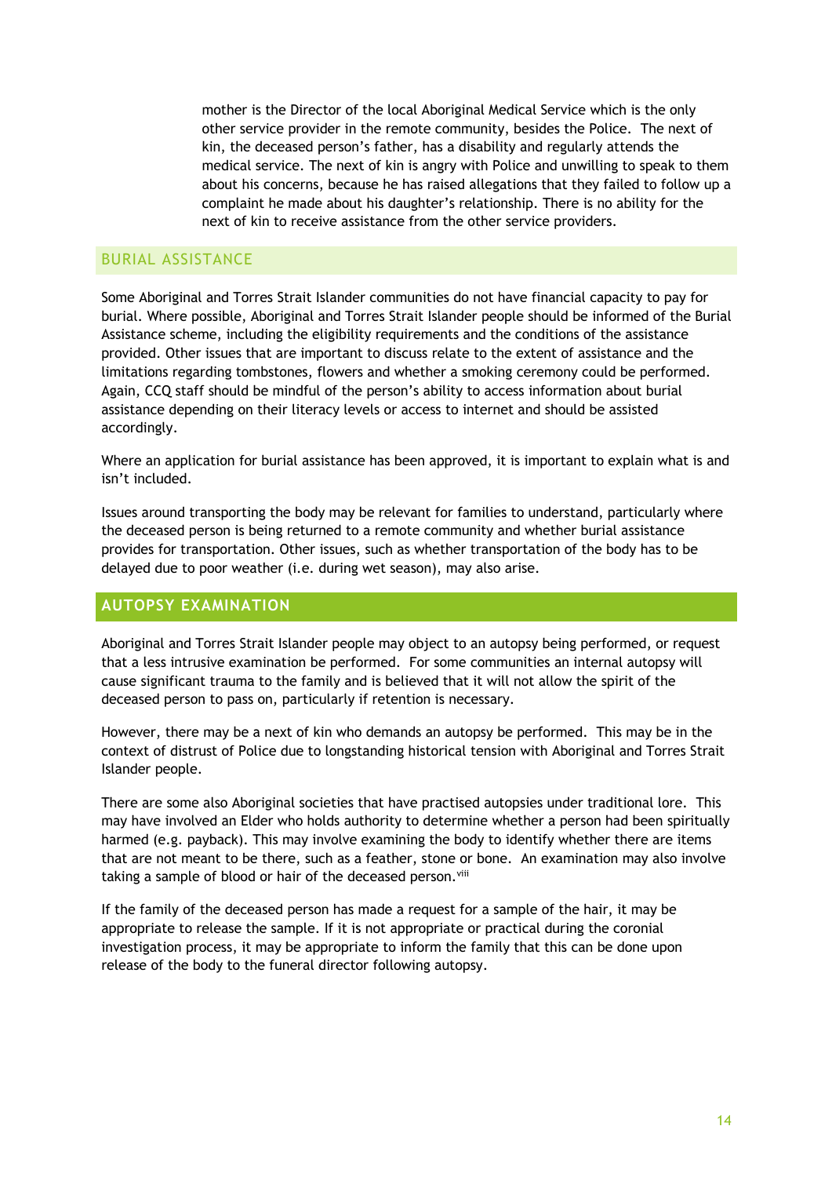mother is the Director of the local Aboriginal Medical Service which is the only other service provider in the remote community, besides the Police. The next of kin, the deceased person's father, has a disability and regularly attends the medical service. The next of kin is angry with Police and unwilling to speak to them about his concerns, because he has raised allegations that they failed to follow up a complaint he made about his daughter's relationship. There is no ability for the next of kin to receive assistance from the other service providers.

## BURIAL ASSISTANCE

Some Aboriginal and Torres Strait Islander communities do not have financial capacity to pay for burial. Where possible, Aboriginal and Torres Strait Islander people should be informed of the Burial Assistance scheme, including the eligibility requirements and the conditions of the assistance provided. Other issues that are important to discuss relate to the extent of assistance and the limitations regarding tombstones, flowers and whether a smoking ceremony could be performed. Again, CCQ staff should be mindful of the person's ability to access information about burial assistance depending on their literacy levels or access to internet and should be assisted accordingly.

Where an application for burial assistance has been approved, it is important to explain what is and isn't included.

Issues around transporting the body may be relevant for families to understand, particularly where the deceased person is being returned to a remote community and whether burial assistance provides for transportation. Other issues, such as whether transportation of the body has to be delayed due to poor weather (i.e. during wet season), may also arise.

## AUTOPSY EXAMINATION

Aboriginal and Torres Strait Islander people may object to an autopsy being performed, or request that a less intrusive examination be performed. For some communities an internal autopsy will cause significant trauma to the family and is believed that it will not allow the spirit of the deceased person to pass on, particularly if retention is necessary.

However, there may be a next of kin who demands an autopsy be performed. This may be in the context of distrust of Police due to longstanding historical tension with Aboriginal and Torres Strait Islander people.

There are some also Aboriginal societies that have practised autopsies under traditional lore. This may have involved an Elder who holds authority to determine whether a person had been spiritually harmed (e.g. payback). This may involve examining the body to identify whether there are items that are not meant to be there, such as a feather, stone or bone. An examination may also involve taking a sample of blood or hair of the deceased person.[viii]

If the family of the deceased person has made a request for a sample of the hair, it may be appropriate to release the sample. If it is not appropriate or practical during the coronial investigation process, it may be appropriate to inform the family that this can be done upon release of the body to the funeral director following autopsy.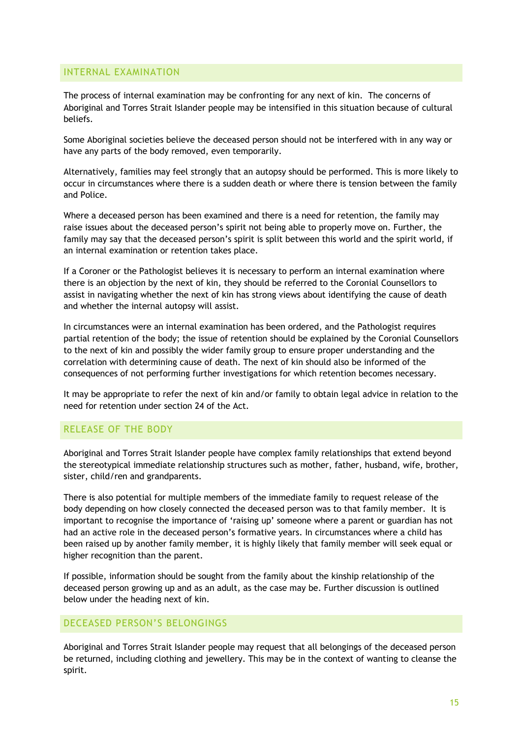## INTERNAL EXAMINATION

The process of internal examination may be confronting for any next of kin. The concerns of Aboriginal and Torres Strait Islander people may be intensified in this situation because of cultural beliefs.

Some Aboriginal societies believe the deceased person should not be interfered with in any way or have any parts of the body removed, even temporarily.

Alternatively, families may feel strongly that an autopsy should be performed. This is more likely to occur in circumstances where there is a sudden death or where there is tension between the family and Police.

Where a deceased person has been examined and there is a need for retention, the family may raise issues about the deceased person's spirit not being able to properly move on. Further, the family may say that the deceased person's spirit is split between this world and the spirit world, if an internal examination or retention takes place.

If a Coroner or the Pathologist believes it is necessary to perform an internal examination where there is an objection by the next of kin, they should be referred to the Coronial Counsellors to assist in navigating whether the next of kin has strong views about identifying the cause of death and whether the internal autopsy will assist.

In circumstances were an internal examination has been ordered, and the Pathologist requires partial retention of the body; the issue of retention should be explained by the Coronial Counsellors to the next of kin and possibly the wider family group to ensure proper understanding and the correlation with determining cause of death. The next of kin should also be informed of the consequences of not performing further investigations for which retention becomes necessary.

It may be appropriate to refer the next of kin and/or family to obtain legal advice in relation to the need for retention under section 24 of the Act.

## RELEASE OF THE BODY

Aboriginal and Torres Strait Islander people have complex family relationships that extend beyond the stereotypical immediate relationship structures such as mother, father, husband, wife, brother, sister, child/ren and grandparents.

There is also potential for multiple members of the immediate family to request release of the body depending on how closely connected the deceased person was to that family member. It is important to recognise the importance of 'raising up' someone where a parent or guardian has not had an active role in the deceased person's formative years. In circumstances where a child has been raised up by another family member, it is highly likely that family member will seek equal or higher recognition than the parent.

If possible, information should be sought from the family about the kinship relationship of the deceased person growing up and as an adult, as the case may be. Further discussion is outlined below under the heading next of kin.

## DECEASED PERSON'S BELONGINGS

Aboriginal and Torres Strait Islander people may request that all belongings of the deceased person be returned, including clothing and jewellery. This may be in the context of wanting to cleanse the spirit.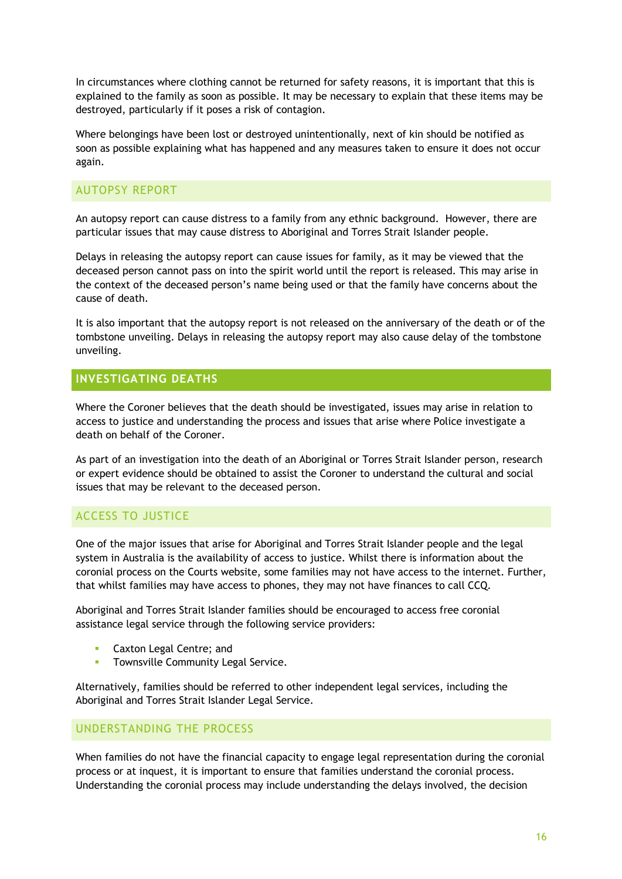In circumstances where clothing cannot be returned for safety reasons, it is important that this is explained to the family as soon as possible. It may be necessary to explain that these items may be destroyed, particularly if it poses a risk of contagion.

Where belongings have been lost or destroyed unintentionally, next of kin should be notified as soon as possible explaining what has happened and any measures taken to ensure it does not occur again.

### AUTOPSY REPORT

An autopsy report can cause distress to a family from any ethnic background. However, there are particular issues that may cause distress to Aboriginal and Torres Strait Islander people.

Delays in releasing the autopsy report can cause issues for family, as it may be viewed that the deceased person cannot pass on into the spirit world until the report is released. This may arise in the context of the deceased person's name being used or that the family have concerns about the cause of death.

It is also important that the autopsy report is not released on the anniversary of the death or of the tombstone unveiling. Delays in releasing the autopsy report may also cause delay of the tombstone unveiling.

## INVESTIGATING DEATHS

Where the Coroner believes that the death should be investigated, issues may arise in relation to access to justice and understanding the process and issues that arise where Police investigate a death on behalf of the Coroner.

As part of an investigation into the death of an Aboriginal or Torres Strait Islander person, research or expert evidence should be obtained to assist the Coroner to understand the cultural and social issues that may be relevant to the deceased person.

### ACCESS TO JUSTICE

One of the major issues that arise for Aboriginal and Torres Strait Islander people and the legal system in Australia is the availability of access to justice. Whilst there is information about the coronial process on the Courts website, some families may not have access to the internet. Further, that whilst families may have access to phones, they may not have finances to call CCQ.

Aboriginal and Torres Strait Islander families should be encouraged to access free coronial assistance legal service through the following service providers:

- Caxton Legal Centre; and
- Townsville Community Legal Service.

Alternatively, families should be referred to other independent legal services, including the Aboriginal and Torres Strait Islander Legal Service.

### UNDERSTANDING THE PROCESS

When families do not have the financial capacity to engage legal representation during the coronial process or at inquest, it is important to ensure that families understand the coronial process. Understanding the coronial process may include understanding the delays involved, the decision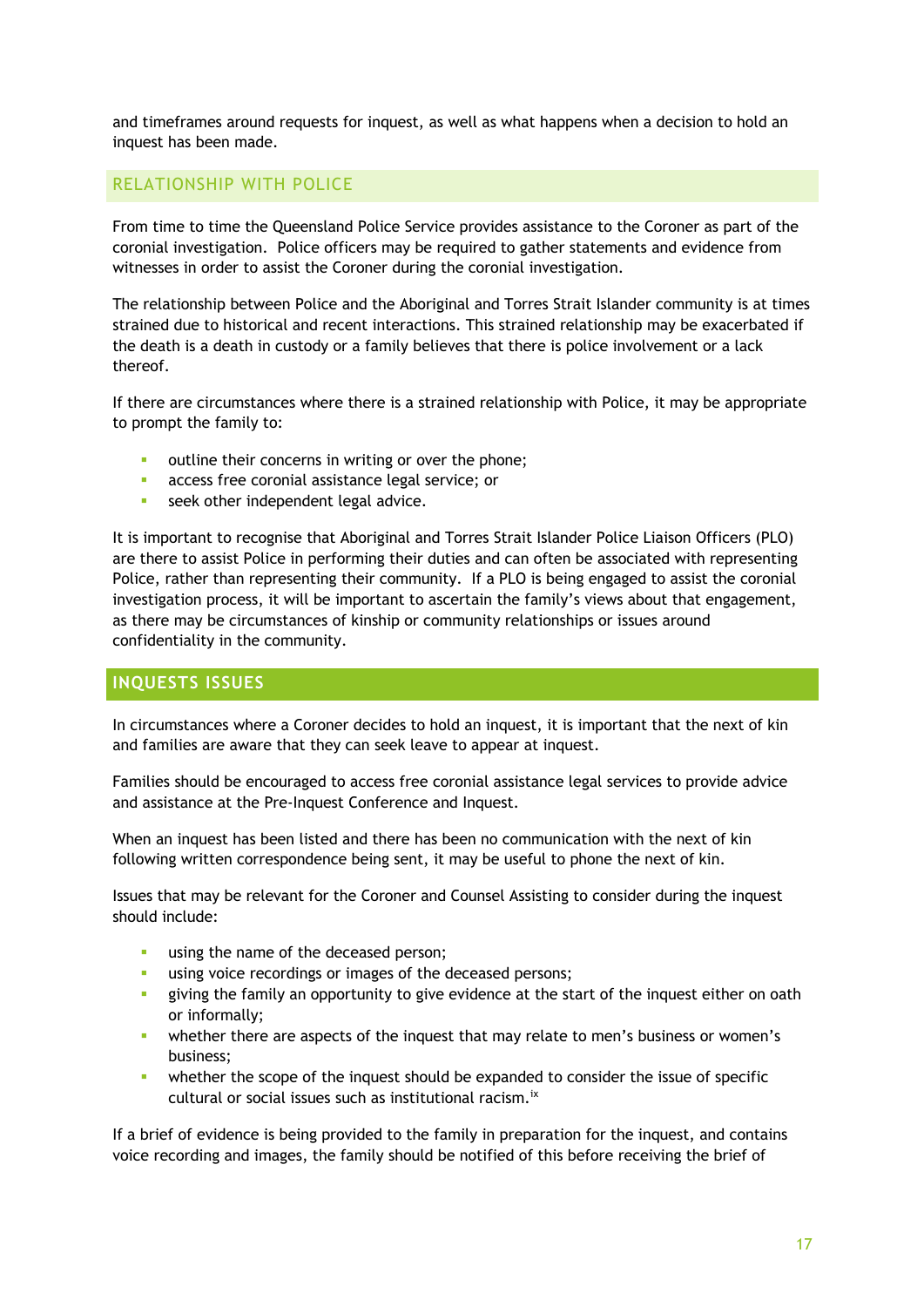and timeframes around requests for inquest, as well as what happens when a decision to hold an inquest has been made.

### RELATIONSHIP WITH POLICE

From time to time the Queensland Police Service provides assistance to the Coroner as part of the coronial investigation. Police officers may be required to gather statements and evidence from witnesses in order to assist the Coroner during the coronial investigation.

The relationship between Police and the Aboriginal and Torres Strait Islander community is at times strained due to historical and recent interactions. This strained relationship may be exacerbated if the death is a death in custody or a family believes that there is police involvement or a lack thereof.

If there are circumstances where there is a strained relationship with Police, it may be appropriate to prompt the family to:

- outline their concerns in writing or over the phone;
- access free coronial assistance legal service; or
- seek other independent legal advice.

It is important to recognise that Aboriginal and Torres Strait Islander Police Liaison Officers (PLO) are there to assist Police in performing their duties and can often be associated with representing Police, rather than representing their community. If a PLO is being engaged to assist the coronial investigation process, it will be important to ascertain the family's views about that engagement, as there may be circumstances of kinship or community relationships or issues around confidentiality in the community.

## INQUESTS ISSUES

In circumstances where a Coroner decides to hold an inquest, it is important that the next of kin and families are aware that they can seek leave to appear at inquest.

Families should be encouraged to access free coronial assistance legal services to provide advice and assistance at the Pre-Inquest Conference and Inquest.

When an inquest has been listed and there has been no communication with the next of kin following written correspondence being sent, it may be useful to phone the next of kin.

Issues that may be relevant for the Coroner and Counsel Assisting to consider during the inquest should include:

- using the name of the deceased person;
- using voice recordings or images of the deceased persons;
- giving the family an opportunity to give evidence at the start of the inquest either on oath or informally;
- whether there are aspects of the inquest that may relate to men's business or women's business;
- whether the scope of the inquest should be expanded to consider the issue of specific cultural or social issues such as institutional racism.[ix]

If a brief of evidence is being provided to the family in preparation for the inquest, and contains voice recording and images, the family should be notified of this before receiving the brief of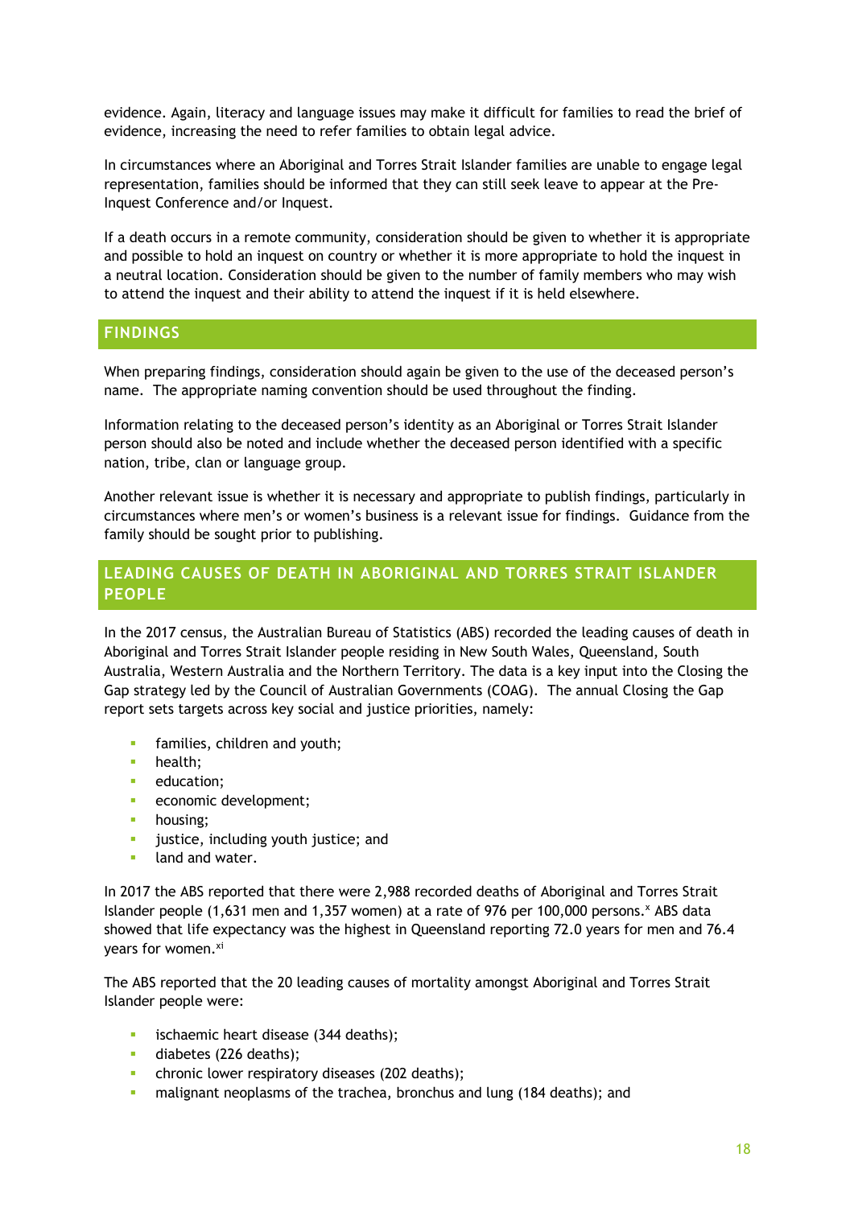evidence. Again, literacy and language issues may make it difficult for families to read the brief of evidence, increasing the need to refer families to obtain legal advice.

In circumstances where an Aboriginal and Torres Strait Islander families are unable to engage legal representation, families should be informed that they can still seek leave to appear at the Pre-Inquest Conference and/or Inquest.

If a death occurs in a remote community, consideration should be given to whether it is appropriate and possible to hold an inquest on country or whether it is more appropriate to hold the inquest in a neutral location. Consideration should be given to the number of family members who may wish to attend the inquest and their ability to attend the inquest if it is held elsewhere.

## FINDINGS

When preparing findings, consideration should again be given to the use of the deceased person's name. The appropriate naming convention should be used throughout the finding.

Information relating to the deceased person's identity as an Aboriginal or Torres Strait Islander person should also be noted and include whether the deceased person identified with a specific nation, tribe, clan or language group.

Another relevant issue is whether it is necessary and appropriate to publish findings, particularly in circumstances where men's or women's business is a relevant issue for findings. Guidance from the family should be sought prior to publishing.

## LEADING CAUSES OF DEATH IN ABORIGINAL AND TORRES STRAIT ISLANDER PEOPLE

In the 2017 census, the Australian Bureau of Statistics (ABS) recorded the leading causes of death in Aboriginal and Torres Strait Islander people residing in New South Wales, Queensland, South Australia, Western Australia and the Northern Territory. The data is a key input into the Closing the Gap strategy led by the Council of Australian Governments (COAG). The annual Closing the Gap report sets targets across key social and justice priorities, namely:

- families, children and youth;
- health;
- education;
- economic development;
- housing;
- justice, including youth justice; and
- land and water.

In 2017 the ABS reported that there were 2,988 recorded deaths of Aboriginal and Torres Strait Islander people (1,631 men and 1,357 women) at a rate of 976 per 100,000 persons.[x] ABS data showed that life expectancy was the highest in Queensland reporting 72.0 years for men and 76.4 years for women.[xi]

The ABS reported that the 20 leading causes of mortality amongst Aboriginal and Torres Strait Islander people were:

- ischaemic heart disease (344 deaths);
- diabetes (226 deaths);
- chronic lower respiratory diseases (202 deaths);
- malignant neoplasms of the trachea, bronchus and lung (184 deaths); and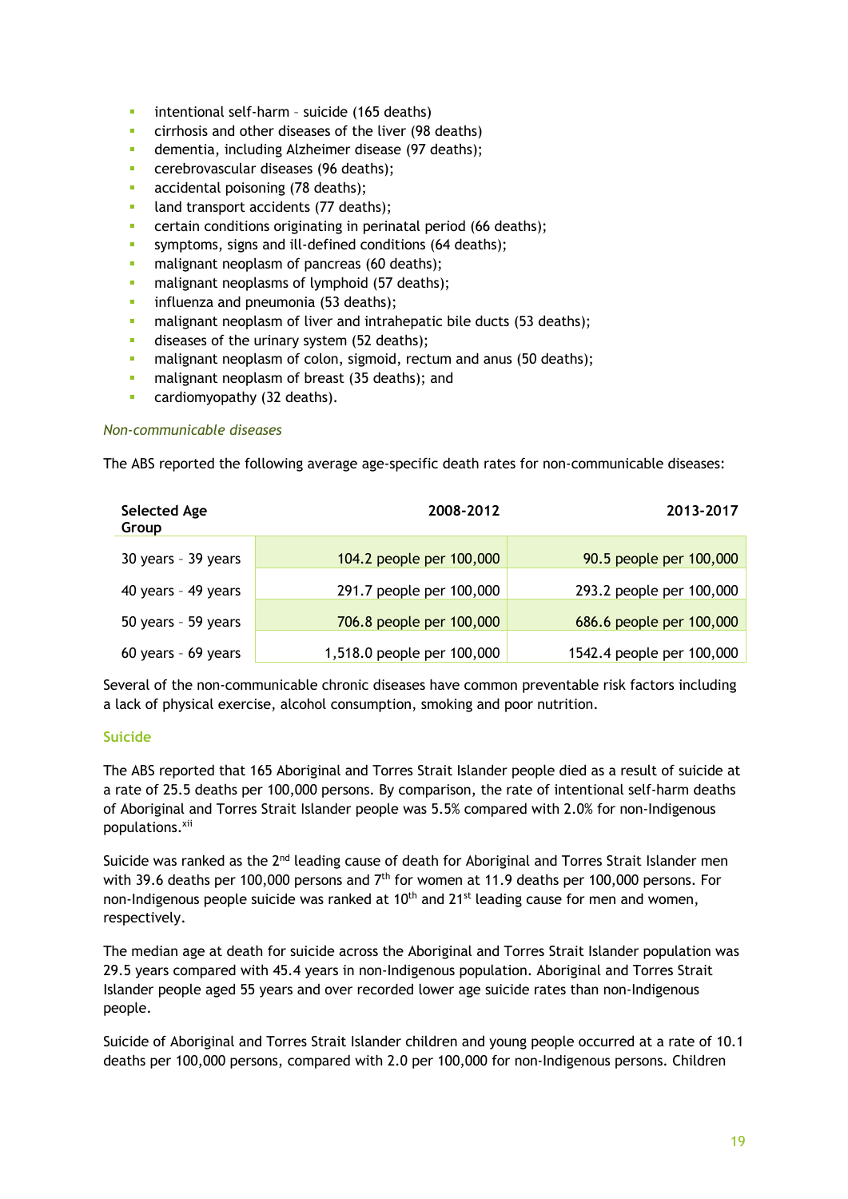- intentional self-harm – suicide (165 deaths)
- cirrhosis and other diseases of the liver (98 deaths)
- dementia, including Alzheimer disease (97 deaths);
- cerebrovascular diseases (96 deaths);
- accidental poisoning (78 deaths);
- land transport accidents (77 deaths);
- certain conditions originating in perinatal period (66 deaths);
- symptoms, signs and ill-defined conditions (64 deaths);
- malignant neoplasm of pancreas (60 deaths);
- malignant neoplasms of lymphoid (57 deaths);
- influenza and pneumonia (53 deaths);
- malignant neoplasm of liver and intrahepatic bile ducts (53 deaths);
- diseases of the urinary system (52 deaths);
- malignant neoplasm of colon, sigmoid, rectum and anus (50 deaths);
- malignant neoplasm of breast (35 deaths); and
- cardiomyopathy (32 deaths).

*Non-communicable diseases*

The ABS reported the following average age-specific death rates for non-communicable diseases:

| Selected Age Group | 2008-2012 | 2013-2017 |
|---|---|---|
| 30 years – 39 years | 104.2 people per 100,000 | 90.5 people per 100,000 |
| 40 years – 49 years | 291.7 people per 100,000 | 293.2 people per 100,000 |
| 50 years – 59 years | 706.8 people per 100,000 | 686.6 people per 100,000 |
| 60 years – 69 years | 1,518.0 people per 100,000 | 1542.4 people per 100,000 |

Several of the non-communicable chronic diseases have common preventable risk factors including a lack of physical exercise, alcohol consumption, smoking and poor nutrition.

### Suicide

The ABS reported that 165 Aboriginal and Torres Strait Islander people died as a result of suicide at a rate of 25.5 deaths per 100,000 persons. By comparison, the rate of intentional self-harm deaths of Aboriginal and Torres Strait Islander people was 5.5% compared with 2.0% for non-Indigenous populations.[xii]

Suicide was ranked as the 2nd leading cause of death for Aboriginal and Torres Strait Islander men with 39.6 deaths per 100,000 persons and 7th for women at 11.9 deaths per 100,000 persons. For non-Indigenous people suicide was ranked at 10th and 21st leading cause for men and women, respectively.

The median age at death for suicide across the Aboriginal and Torres Strait Islander population was 29.5 years compared with 45.4 years in non-Indigenous population. Aboriginal and Torres Strait Islander people aged 55 years and over recorded lower age suicide rates than non-Indigenous people.

Suicide of Aboriginal and Torres Strait Islander children and young people occurred at a rate of 10.1 deaths per 100,000 persons, compared with 2.0 per 100,000 for non-Indigenous persons. Children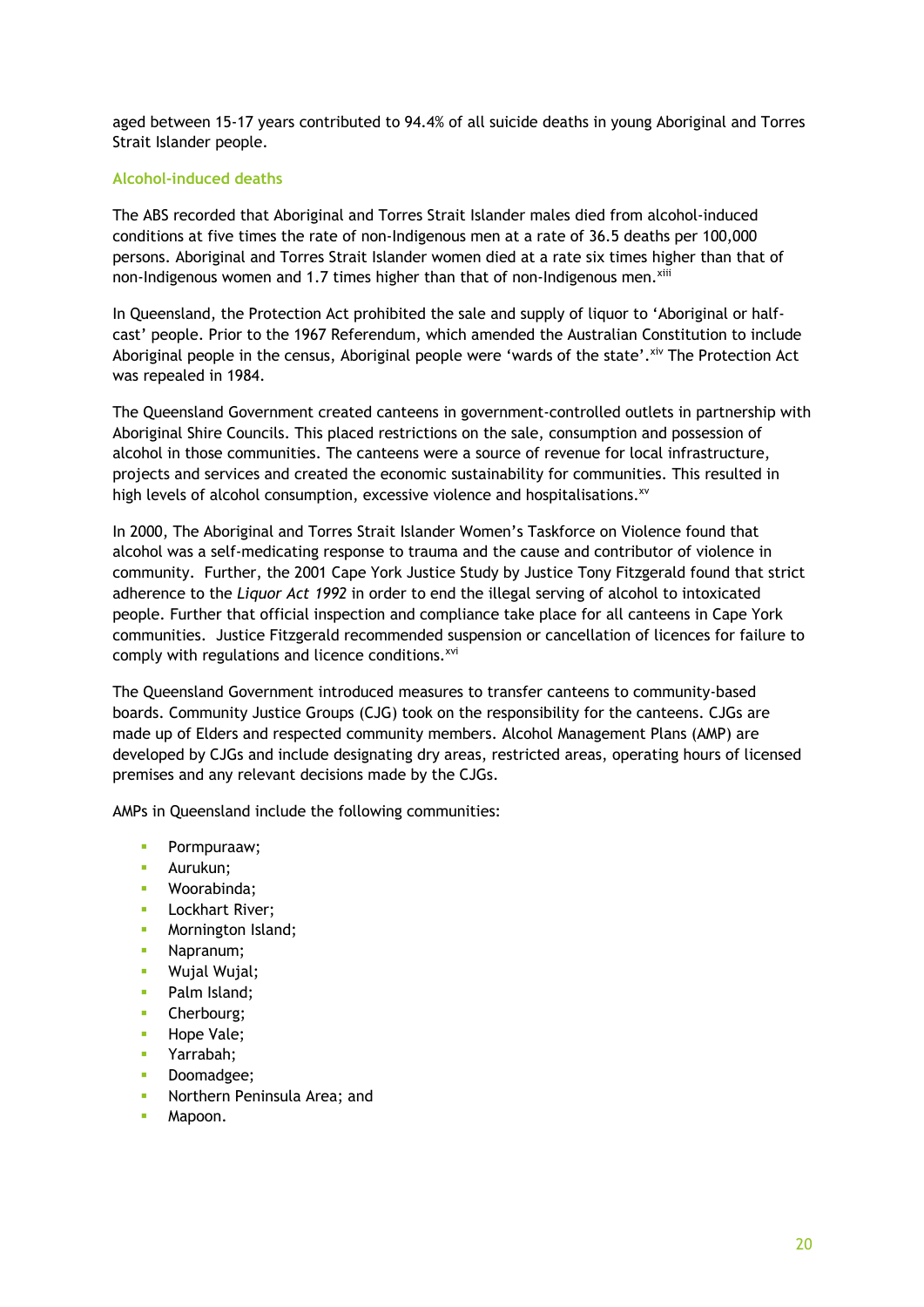aged between 15-17 years contributed to 94.4% of all suicide deaths in young Aboriginal and Torres Strait Islander people.

### Alcohol-induced deaths

The ABS recorded that Aboriginal and Torres Strait Islander males died from alcohol-induced conditions at five times the rate of non-Indigenous men at a rate of 36.5 deaths per 100,000 persons. Aboriginal and Torres Strait Islander women died at a rate six times higher than that of non-Indigenous women and 1.7 times higher than that of non-Indigenous men.[xiii]

In Queensland, the Protection Act prohibited the sale and supply of liquor to 'Aboriginal or half-cast' people. Prior to the 1967 Referendum, which amended the Australian Constitution to include Aboriginal people in the census, Aboriginal people were 'wards of the state'.[xiv] The Protection Act was repealed in 1984.

The Queensland Government created canteens in government-controlled outlets in partnership with Aboriginal Shire Councils. This placed restrictions on the sale, consumption and possession of alcohol in those communities. The canteens were a source of revenue for local infrastructure, projects and services and created the economic sustainability for communities. This resulted in high levels of alcohol consumption, excessive violence and hospitalisations.[xv]

In 2000, The Aboriginal and Torres Strait Islander Women's Taskforce on Violence found that alcohol was a self-medicating response to trauma and the cause and contributor of violence in community. Further, the 2001 Cape York Justice Study by Justice Tony Fitzgerald found that strict adherence to the *Liquor Act 1992* in order to end the illegal serving of alcohol to intoxicated people. Further that official inspection and compliance take place for all canteens in Cape York communities. Justice Fitzgerald recommended suspension or cancellation of licences for failure to comply with regulations and licence conditions.[xvi]

The Queensland Government introduced measures to transfer canteens to community-based boards. Community Justice Groups (CJG) took on the responsibility for the canteens. CJGs are made up of Elders and respected community members. Alcohol Management Plans (AMP) are developed by CJGs and include designating dry areas, restricted areas, operating hours of licensed premises and any relevant decisions made by the CJGs.

AMPs in Queensland include the following communities:

- Pormpuraaw;
- Aurukun;
- Woorabinda;
- Lockhart River;
- Mornington Island;
- Napranum;
- Wujal Wujal;
- Palm Island;
- Cherbourg;
- Hope Vale;
- Yarrabah;
- Doomadgee;
- Northern Peninsula Area; and
- Mapoon.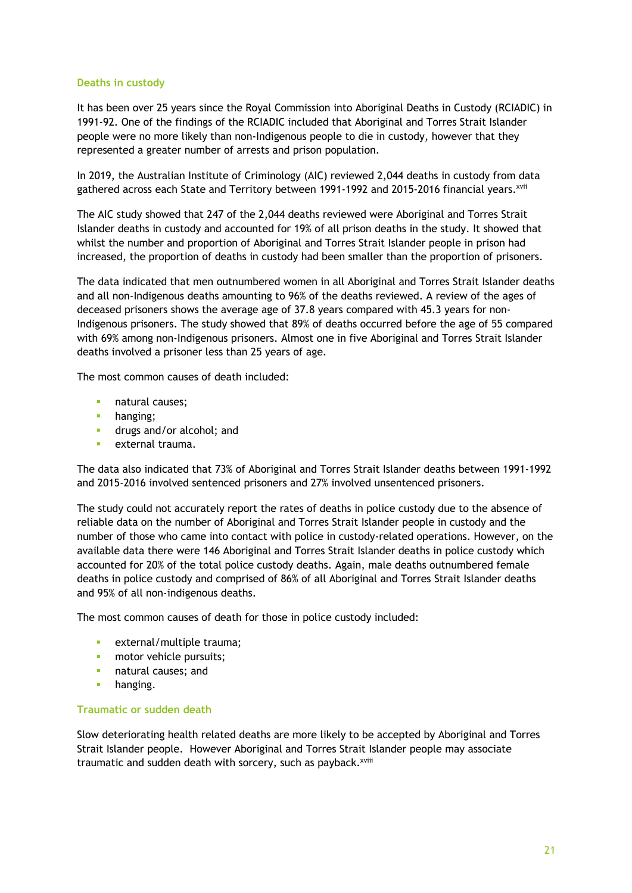### Deaths in custody

It has been over 25 years since the Royal Commission into Aboriginal Deaths in Custody (RCIADIC) in 1991-92. One of the findings of the RCIADIC included that Aboriginal and Torres Strait Islander people were no more likely than non-Indigenous people to die in custody, however that they represented a greater number of arrests and prison population.

In 2019, the Australian Institute of Criminology (AIC) reviewed 2,044 deaths in custody from data gathered across each State and Territory between 1991-1992 and 2015-2016 financial years.[xvii]

The AIC study showed that 247 of the 2,044 deaths reviewed were Aboriginal and Torres Strait Islander deaths in custody and accounted for 19% of all prison deaths in the study. It showed that whilst the number and proportion of Aboriginal and Torres Strait Islander people in prison had increased, the proportion of deaths in custody had been smaller than the proportion of prisoners.

The data indicated that men outnumbered women in all Aboriginal and Torres Strait Islander deaths and all non-Indigenous deaths amounting to 96% of the deaths reviewed. A review of the ages of deceased prisoners shows the average age of 37.8 years compared with 45.3 years for non-Indigenous prisoners. The study showed that 89% of deaths occurred before the age of 55 compared with 69% among non-Indigenous prisoners. Almost one in five Aboriginal and Torres Strait Islander deaths involved a prisoner less than 25 years of age.

The most common causes of death included:

- natural causes;
- hanging;
- drugs and/or alcohol; and
- external trauma.

The data also indicated that 73% of Aboriginal and Torres Strait Islander deaths between 1991-1992 and 2015-2016 involved sentenced prisoners and 27% involved unsentenced prisoners.

The study could not accurately report the rates of deaths in police custody due to the absence of reliable data on the number of Aboriginal and Torres Strait Islander people in custody and the number of those who came into contact with police in custody-related operations. However, on the available data there were 146 Aboriginal and Torres Strait Islander deaths in police custody which accounted for 20% of the total police custody deaths. Again, male deaths outnumbered female deaths in police custody and comprised of 86% of all Aboriginal and Torres Strait Islander deaths and 95% of all non-indigenous deaths.

The most common causes of death for those in police custody included:

- external/multiple trauma;
- motor vehicle pursuits;
- natural causes; and
- hanging.

### Traumatic or sudden death

Slow deteriorating health related deaths are more likely to be accepted by Aboriginal and Torres Strait Islander people. However Aboriginal and Torres Strait Islander people may associate traumatic and sudden death with sorcery, such as payback.[xviii]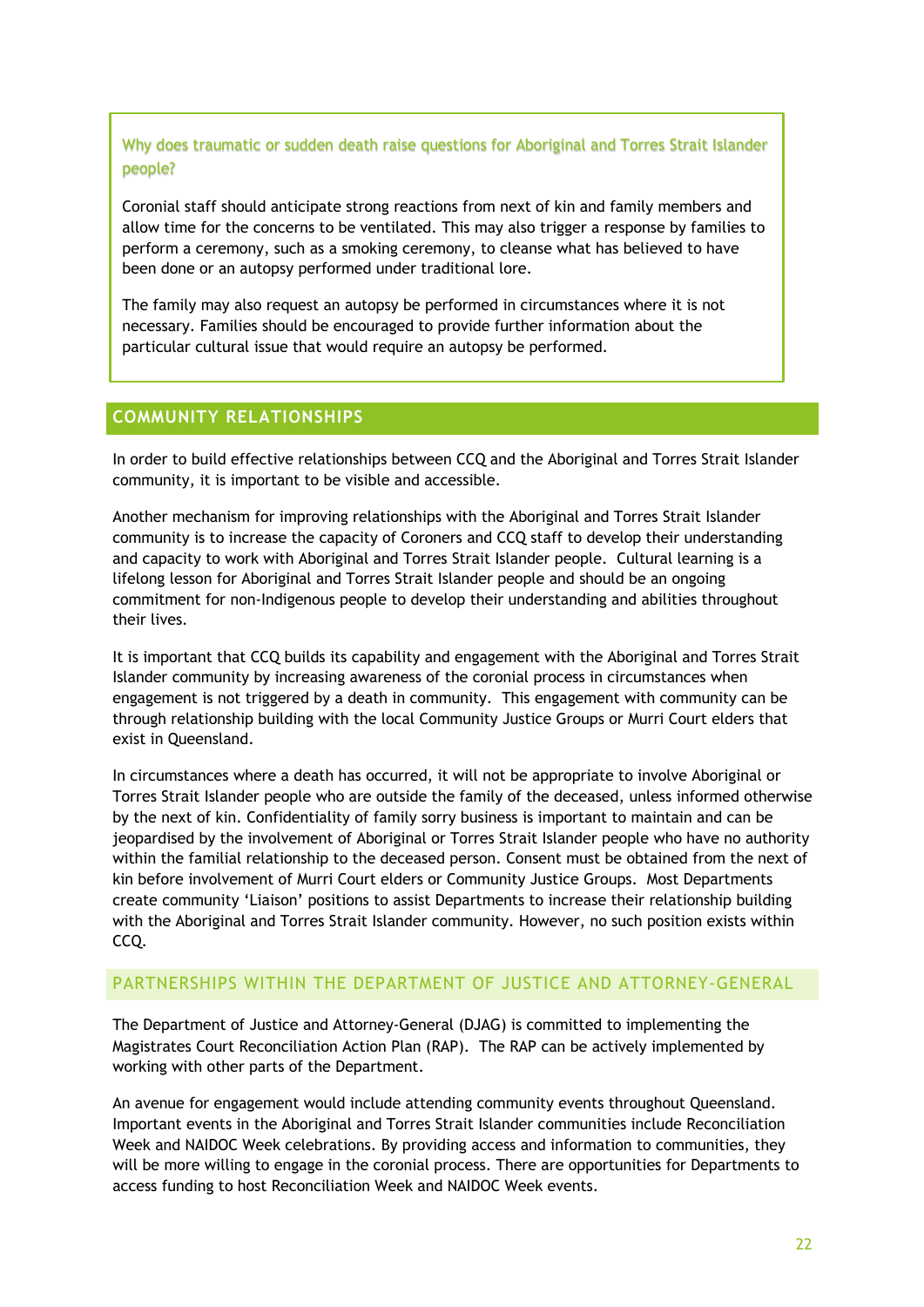### Why does traumatic or sudden death raise questions for Aboriginal and Torres Strait Islander people?

Coronial staff should anticipate strong reactions from next of kin and family members and allow time for the concerns to be ventilated. This may also trigger a response by families to perform a ceremony, such as a smoking ceremony, to cleanse what has believed to have been done or an autopsy performed under traditional lore.

The family may also request an autopsy be performed in circumstances where it is not necessary. Families should be encouraged to provide further information about the particular cultural issue that would require an autopsy be performed.

## COMMUNITY RELATIONSHIPS

In order to build effective relationships between CCQ and the Aboriginal and Torres Strait Islander community, it is important to be visible and accessible.

Another mechanism for improving relationships with the Aboriginal and Torres Strait Islander community is to increase the capacity of Coroners and CCQ staff to develop their understanding and capacity to work with Aboriginal and Torres Strait Islander people. Cultural learning is a lifelong lesson for Aboriginal and Torres Strait Islander people and should be an ongoing commitment for non-Indigenous people to develop their understanding and abilities throughout their lives.

It is important that CCQ builds its capability and engagement with the Aboriginal and Torres Strait Islander community by increasing awareness of the coronial process in circumstances when engagement is not triggered by a death in community. This engagement with community can be through relationship building with the local Community Justice Groups or Murri Court elders that exist in Queensland.

In circumstances where a death has occurred, it will not be appropriate to involve Aboriginal or Torres Strait Islander people who are outside the family of the deceased, unless informed otherwise by the next of kin. Confidentiality of family sorry business is important to maintain and can be jeopardised by the involvement of Aboriginal or Torres Strait Islander people who have no authority within the familial relationship to the deceased person. Consent must be obtained from the next of kin before involvement of Murri Court elders or Community Justice Groups. Most Departments create community 'Liaison' positions to assist Departments to increase their relationship building with the Aboriginal and Torres Strait Islander community. However, no such position exists within CCQ.

### PARTNERSHIPS WITHIN THE DEPARTMENT OF JUSTICE AND ATTORNEY-GENERAL

The Department of Justice and Attorney-General (DJAG) is committed to implementing the Magistrates Court Reconciliation Action Plan (RAP). The RAP can be actively implemented by working with other parts of the Department.

An avenue for engagement would include attending community events throughout Queensland. Important events in the Aboriginal and Torres Strait Islander communities include Reconciliation Week and NAIDOC Week celebrations. By providing access and information to communities, they will be more willing to engage in the coronial process. There are opportunities for Departments to access funding to host Reconciliation Week and NAIDOC Week events.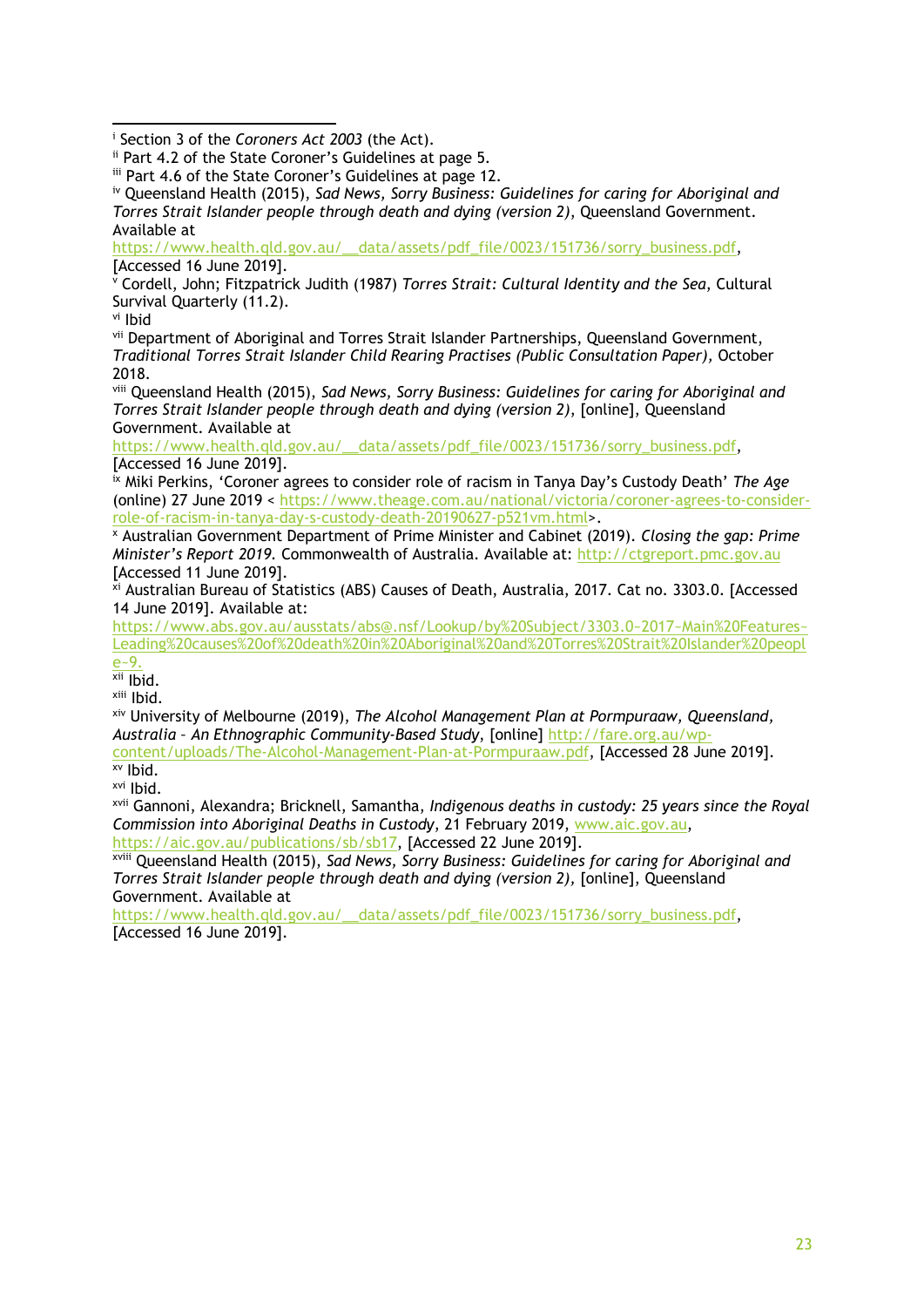[i] Section 3 of the *Coroners Act 2003* (the Act).

[ii] Part 4.2 of the State Coroner's Guidelines at page 5.

[iii] Part 4.6 of the State Coroner's Guidelines at page 12.

[iv] Queensland Health (2015), *Sad News, Sorry Business: Guidelines for caring for Aboriginal and Torres Strait Islander people through death and dying (version 2)*, Queensland Government. Available at https://www.health.qld.gov.au/__data/assets/pdf_file/0023/151736/sorry_business.pdf, [Accessed 16 June 2019].

[v] Cordell, John; Fitzpatrick Judith (1987) *Torres Strait: Cultural Identity and the Sea*, Cultural Survival Quarterly (11.2).

[vi] Ibid

[vii] Department of Aboriginal and Torres Strait Islander Partnerships, Queensland Government, *Traditional Torres Strait Islander Child Rearing Practises (Public Consultation Paper)*, October 2018.

[viii] Queensland Health (2015), *Sad News, Sorry Business: Guidelines for caring for Aboriginal and Torres Strait Islander people through death and dying (version 2)*, [online], Queensland Government. Available at https://www.health.qld.gov.au/__data/assets/pdf_file/0023/151736/sorry_business.pdf, [Accessed 16 June 2019].

[ix] Miki Perkins, 'Coroner agrees to consider role of racism in Tanya Day's Custody Death' *The Age* (online) 27 June 2019 < https://www.theage.com.au/national/victoria/coroner-agrees-to-consider-role-of-racism-in-tanya-day-s-custody-death-20190627-p521vm.html>.

[x] Australian Government Department of Prime Minister and Cabinet (2019). *Closing the gap: Prime Minister's Report 2019.* Commonwealth of Australia. Available at: http://ctgreport.pmc.gov.au [Accessed 11 June 2019].

[xi] Australian Bureau of Statistics (ABS) Causes of Death, Australia, 2017. Cat no. 3303.0. [Accessed 14 June 2019]. Available at: https://www.abs.gov.au/ausstats/abs@.nsf/Lookup/by%20Subject/3303.0~2017~Main%20Features~Leading%20causes%20of%20death%20in%20Aboriginal%20and%20Torres%20Strait%20Islander%20people~9.

[xii] Ibid.

[xiii] Ibid.

[xiv] University of Melbourne (2019), *The Alcohol Management Plan at Pormpuraaw, Queensland, Australia – An Ethnographic Community-Based Study*, [online] http://fare.org.au/wp-content/uploads/The-Alcohol-Management-Plan-at-Pormpuraaw.pdf, [Accessed 28 June 2019].

[xv] Ibid.

[xvi] Ibid.

[xvii] Gannoni, Alexandra; Bricknell, Samantha, *Indigenous deaths in custody: 25 years since the Royal Commission into Aboriginal Deaths in Custody*, 21 February 2019, www.aic.gov.au, https://aic.gov.au/publications/sb/sb17, [Accessed 22 June 2019].

[xviii] Queensland Health (2015), *Sad News, Sorry Business: Guidelines for caring for Aboriginal and Torres Strait Islander people through death and dying (version 2)*, [online], Queensland Government. Available at https://www.health.qld.gov.au/__data/assets/pdf_file/0023/151736/sorry_business.pdf, [Accessed 16 June 2019].